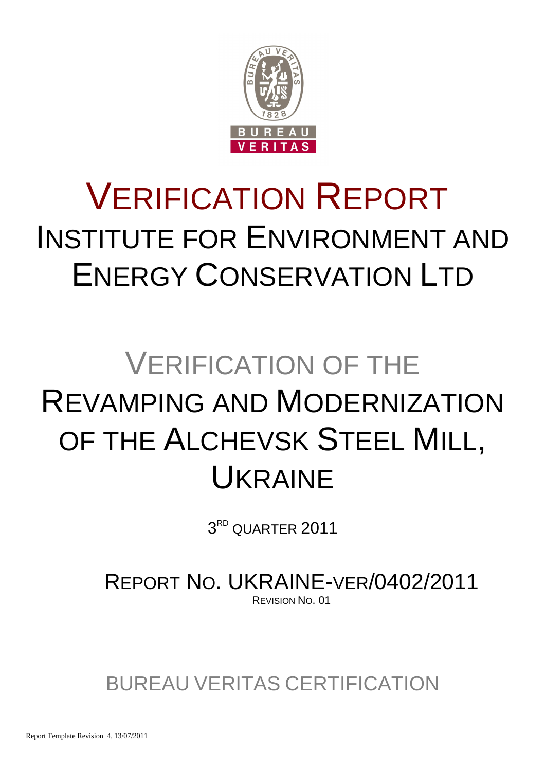# VERIFICATION REPORT

## INSTITUTE FOR ENVIRONMENT AND ENERGY CONSERVATION LTD

# VERIFICATION OF THE REVAMPING AND MODERNIZATION OF THE ALCHEVSK STEEL MILL, UKRAINE

3RD QUARTER 2011

REPORT NO. UKRAINE-VER/0402/2011

REVISION NO. 01

BUREAU VERITAS CERTIFICATION

Report Template Revision 4, 13/07/2011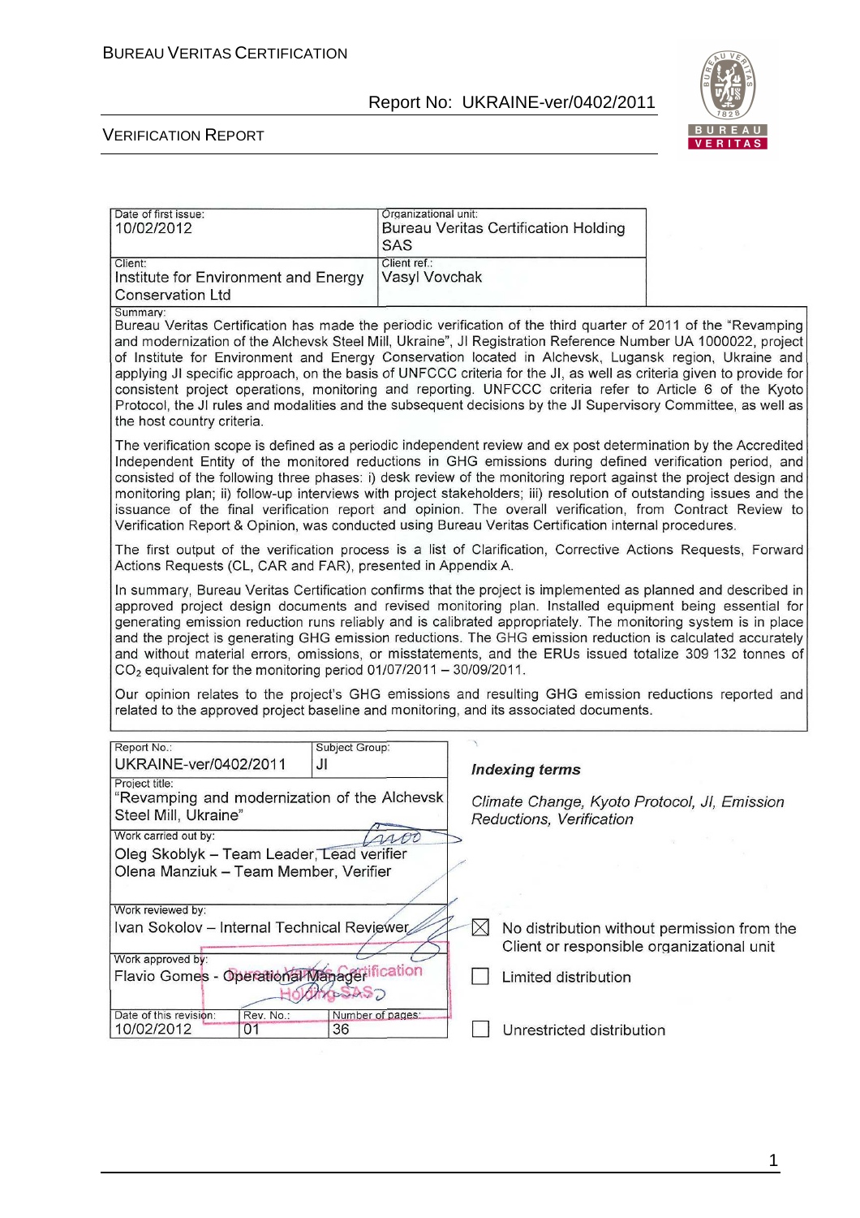| Date of first issue: 10/02/2012 | Organizational unit: Bureau Veritas Certification Holding SAS |
|---|---|
| Client: Institute for Environment and Energy Conservation Ltd | Client ref.: Vasyl Vovchak |

**Summary:**

Bureau Veritas Certification has made the periodic verification of the third quarter of 2011 of the "Revamping and modernization of the Alchevsk Steel Mill, Ukraine", JI Registration Reference Number UA 1000022, project of Institute for Environment and Energy Conservation located in Alchevsk, Lugansk region, Ukraine and applying JI specific approach, on the basis of UNFCCC criteria for the JI, as well as criteria given to provide for consistent project operations, monitoring and reporting. UNFCCC criteria refer to Article 6 of the Kyoto Protocol, the JI rules and modalities and the subsequent decisions by the JI Supervisory Committee, as well as the host country criteria.

The verification scope is defined as a periodic independent review and ex post determination by the Accredited Independent Entity of the monitored reductions in GHG emissions during defined verification period, and consisted of the following three phases: i) desk review of the monitoring report against the project design and monitoring plan; ii) follow-up interviews with project stakeholders; iii) resolution of outstanding issues and the issuance of the final verification report and opinion. The overall verification, from Contract Review to Verification Report & Opinion, was conducted using Bureau Veritas Certification internal procedures.

The first output of the verification process is a list of Clarification, Corrective Actions Requests, Forward Actions Requests (CL, CAR and FAR), presented in Appendix A.

In summary, Bureau Veritas Certification confirms that the project is implemented as planned and described in approved project design documents and revised monitoring plan. Installed equipment being essential for generating emission reduction runs reliably and is calibrated appropriately. The monitoring system is in place and the project is generating GHG emission reductions. The GHG emission reduction is calculated accurately and without material errors, omissions, or misstatements, and the ERUs issued totalize 309 132 tonnes of $CO_2$ equivalent for the monitoring period 01/07/2011 – 30/09/2011.

Our opinion relates to the project's GHG emissions and resulting GHG emission reductions reported and related to the approved project baseline and monitoring, and its associated documents.

| Report No.: UKRAINE-ver/0402/2011 | Subject Group: JI |
|---|---|
| Project title: "Revamping and modernization of the Alchevsk Steel Mill, Ukraine" | |
| Work carried out by: Oleg Skoblyk – Team Leader, Lead verifier; Olena Manziuk – Team Member, Verifier | |
| Work reviewed by: Ivan Sokolov – Internal Technical Reviewer | |
| Work approved by: Flavio Gomes - Operational Manager | |

| Date of this revision: | Rev. No.: | Number of pages: |
|---|---|---|
| 10/02/2012 | 01 | 36 |

***Indexing terms***

*Climate Change, Kyoto Protocol, JI, Emission Reductions, Verification*

☒ No distribution without permission from the Client or responsible organizational unit

☐ Limited distribution

☐ Unrestricted distribution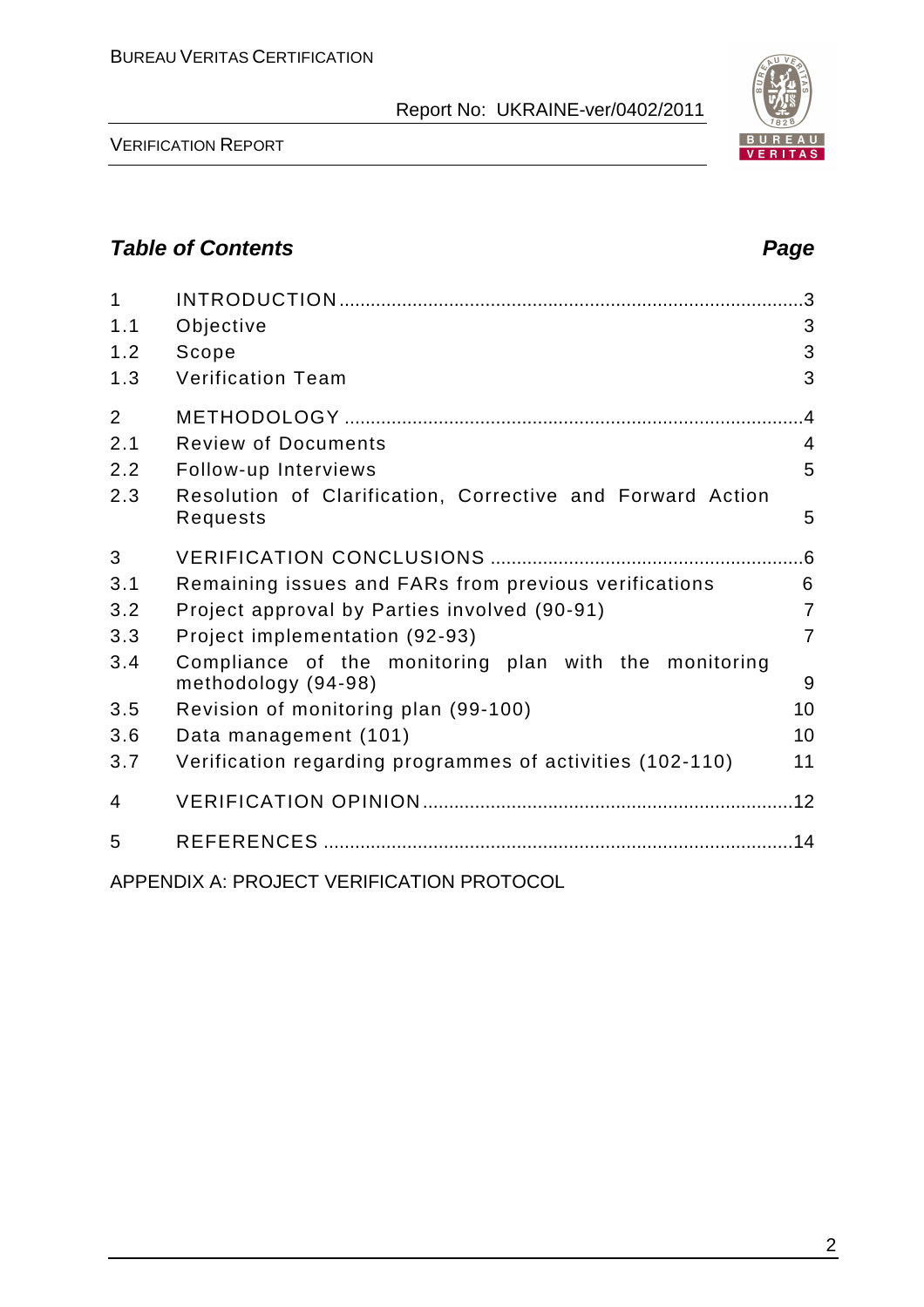## Table of Contents

| | | Page |
|---|---|---|
| 1 | INTRODUCTION | 3 |
| 1.1 | Objective | 3 |
| 1.2 | Scope | 3 |
| 1.3 | Verification Team | 3 |
| 2 | METHODOLOGY | 4 |
| 2.1 | Review of Documents | 4 |
| 2.2 | Follow-up Interviews | 5 |
| 2.3 | Resolution of Clarification, Corrective and Forward Action Requests | 5 |
| 3 | VERIFICATION CONCLUSIONS | 6 |
| 3.1 | Remaining issues and FARs from previous verifications | 6 |
| 3.2 | Project approval by Parties involved (90-91) | 7 |
| 3.3 | Project implementation (92-93) | 7 |
| 3.4 | Compliance of the monitoring plan with the monitoring methodology (94-98) | 9 |
| 3.5 | Revision of monitoring plan (99-100) | 10 |
| 3.6 | Data management (101) | 10 |
| 3.7 | Verification regarding programmes of activities (102-110) | 11 |
| 4 | VERIFICATION OPINION | 12 |
| 5 | REFERENCES | 14 |

APPENDIX A: PROJECT VERIFICATION PROTOCOL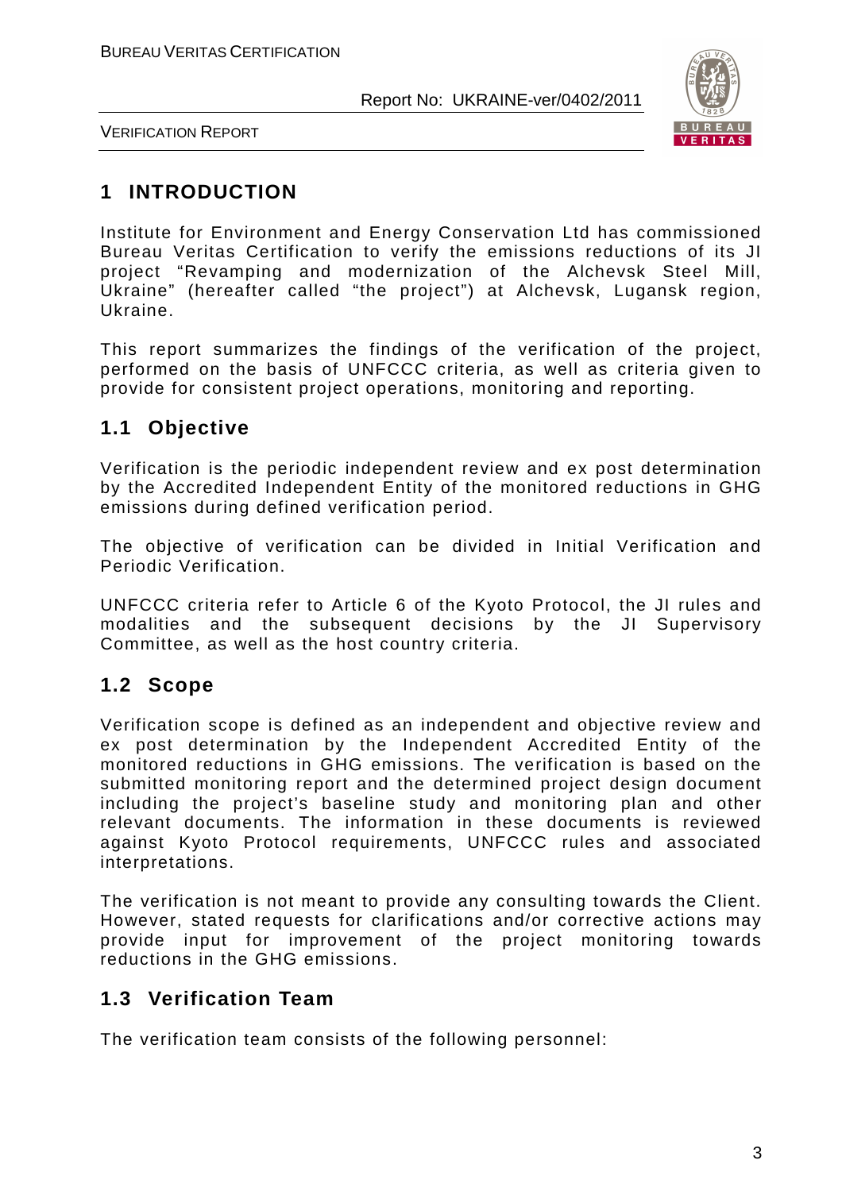# 1 INTRODUCTION

Institute for Environment and Energy Conservation Ltd has commissioned Bureau Veritas Certification to verify the emissions reductions of its JI project "Revamping and modernization of the Alchevsk Steel Mill, Ukraine" (hereafter called "the project") at Alchevsk, Lugansk region, Ukraine.

This report summarizes the findings of the verification of the project, performed on the basis of UNFCCC criteria, as well as criteria given to provide for consistent project operations, monitoring and reporting.

## 1.1 Objective

Verification is the periodic independent review and ex post determination by the Accredited Independent Entity of the monitored reductions in GHG emissions during defined verification period.

The objective of verification can be divided in Initial Verification and Periodic Verification.

UNFCCC criteria refer to Article 6 of the Kyoto Protocol, the JI rules and modalities and the subsequent decisions by the JI Supervisory Committee, as well as the host country criteria.

## 1.2 Scope

Verification scope is defined as an independent and objective review and ex post determination by the Independent Accredited Entity of the monitored reductions in GHG emissions. The verification is based on the submitted monitoring report and the determined project design document including the project's baseline study and monitoring plan and other relevant documents. The information in these documents is reviewed against Kyoto Protocol requirements, UNFCCC rules and associated interpretations.

The verification is not meant to provide any consulting towards the Client. However, stated requests for clarifications and/or corrective actions may provide input for improvement of the project monitoring towards reductions in the GHG emissions.

## 1.3 Verification Team

The verification team consists of the following personnel: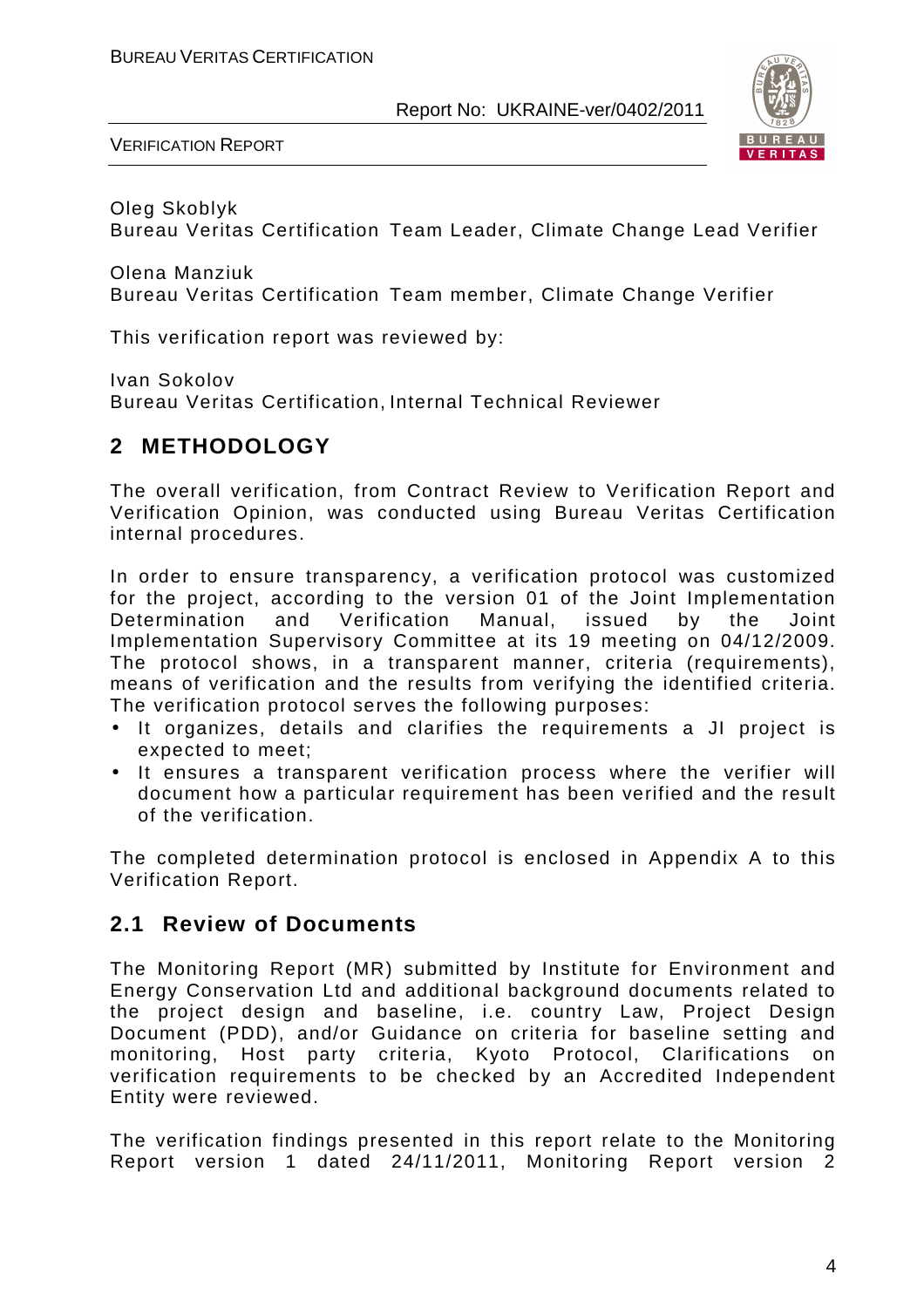Oleg Skoblyk
Bureau Veritas Certification Team Leader, Climate Change Lead Verifier

Olena Manziuk
Bureau Veritas Certification Team member, Climate Change Verifier

This verification report was reviewed by:

Ivan Sokolov
Bureau Veritas Certification, Internal Technical Reviewer

## 2 METHODOLOGY

The overall verification, from Contract Review to Verification Report and Verification Opinion, was conducted using Bureau Veritas Certification internal procedures.

In order to ensure transparency, a verification protocol was customized for the project, according to the version 01 of the Joint Implementation Determination and Verification Manual, issued by the Joint Implementation Supervisory Committee at its 19 meeting on 04/12/2009. The protocol shows, in a transparent manner, criteria (requirements), means of verification and the results from verifying the identified criteria. The verification protocol serves the following purposes:

- It organizes, details and clarifies the requirements a JI project is expected to meet;
- It ensures a transparent verification process where the verifier will document how a particular requirement has been verified and the result of the verification.

The completed determination protocol is enclosed in Appendix A to this Verification Report.

### 2.1 Review of Documents

The Monitoring Report (MR) submitted by Institute for Environment and Energy Conservation Ltd and additional background documents related to the project design and baseline, i.e. country Law, Project Design Document (PDD), and/or Guidance on criteria for baseline setting and monitoring, Host party criteria, Kyoto Protocol, Clarifications on verification requirements to be checked by an Accredited Independent Entity were reviewed.

The verification findings presented in this report relate to the Monitoring Report version 1 dated 24/11/2011, Monitoring Report version 2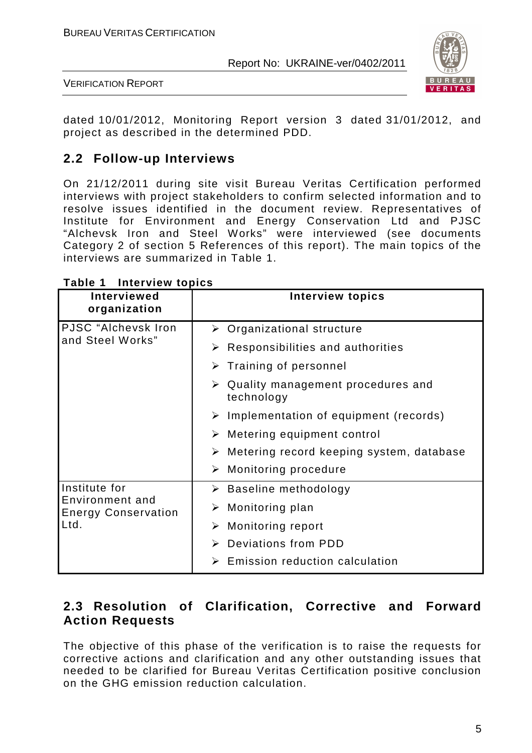dated 10/01/2012, Monitoring Report version 3 dated 31/01/2012, and project as described in the determined PDD.

## 2.2 Follow-up Interviews

On 21/12/2011 during site visit Bureau Veritas Certification performed interviews with project stakeholders to confirm selected information and to resolve issues identified in the document review. Representatives of Institute for Environment and Energy Conservation Ltd and PJSC "Alchevsk Iron and Steel Works" were interviewed (see documents Category 2 of section 5 References of this report). The main topics of the interviews are summarized in Table 1.

**Table 1 Interview topics**

| Interviewed organization | Interview topics |
|---|---|
| PJSC "Alchevsk Iron and Steel Works" | ➢ Organizational structure<br>➢ Responsibilities and authorities<br>➢ Training of personnel<br>➢ Quality management procedures and technology<br>➢ Implementation of equipment (records)<br>➢ Metering equipment control<br>➢ Metering record keeping system, database<br>➢ Monitoring procedure |
| Institute for Environment and Energy Conservation Ltd. | ➢ Baseline methodology<br>➢ Monitoring plan<br>➢ Monitoring report<br>➢ Deviations from PDD<br>➢ Emission reduction calculation |

## 2.3 Resolution of Clarification, Corrective and Forward Action Requests

The objective of this phase of the verification is to raise the requests for corrective actions and clarification and any other outstanding issues that needed to be clarified for Bureau Veritas Certification positive conclusion on the GHG emission reduction calculation.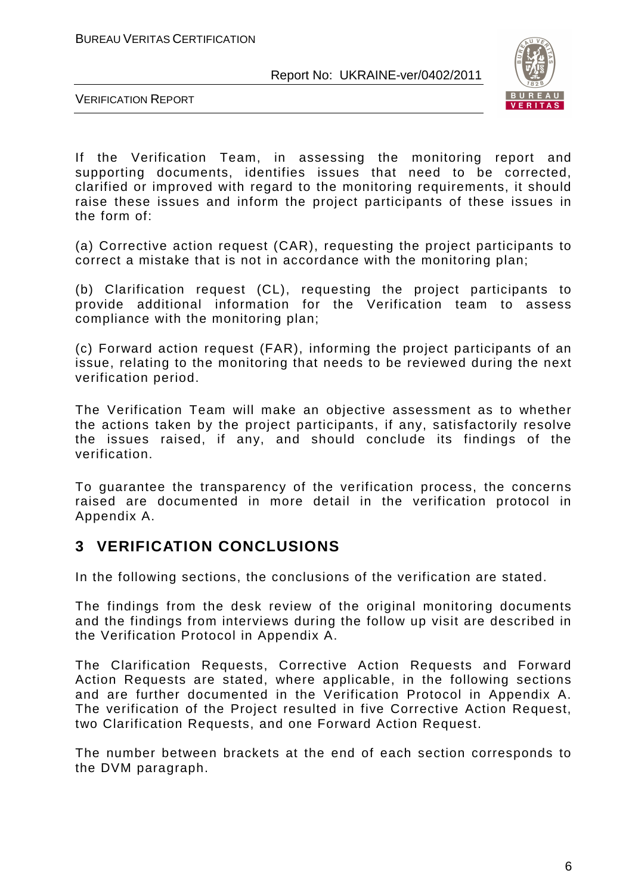If the Verification Team, in assessing the monitoring report and supporting documents, identifies issues that need to be corrected, clarified or improved with regard to the monitoring requirements, it should raise these issues and inform the project participants of these issues in the form of:

(a) Corrective action request (CAR), requesting the project participants to correct a mistake that is not in accordance with the monitoring plan;

(b) Clarification request (CL), requesting the project participants to provide additional information for the Verification team to assess compliance with the monitoring plan;

(c) Forward action request (FAR), informing the project participants of an issue, relating to the monitoring that needs to be reviewed during the next verification period.

The Verification Team will make an objective assessment as to whether the actions taken by the project participants, if any, satisfactorily resolve the issues raised, if any, and should conclude its findings of the verification.

To guarantee the transparency of the verification process, the concerns raised are documented in more detail in the verification protocol in Appendix A.

# 3 VERIFICATION CONCLUSIONS

In the following sections, the conclusions of the verification are stated.

The findings from the desk review of the original monitoring documents and the findings from interviews during the follow up visit are described in the Verification Protocol in Appendix A.

The Clarification Requests, Corrective Action Requests and Forward Action Requests are stated, where applicable, in the following sections and are further documented in the Verification Protocol in Appendix A. The verification of the Project resulted in five Corrective Action Request, two Clarification Requests, and one Forward Action Request.

The number between brackets at the end of each section corresponds to the DVM paragraph.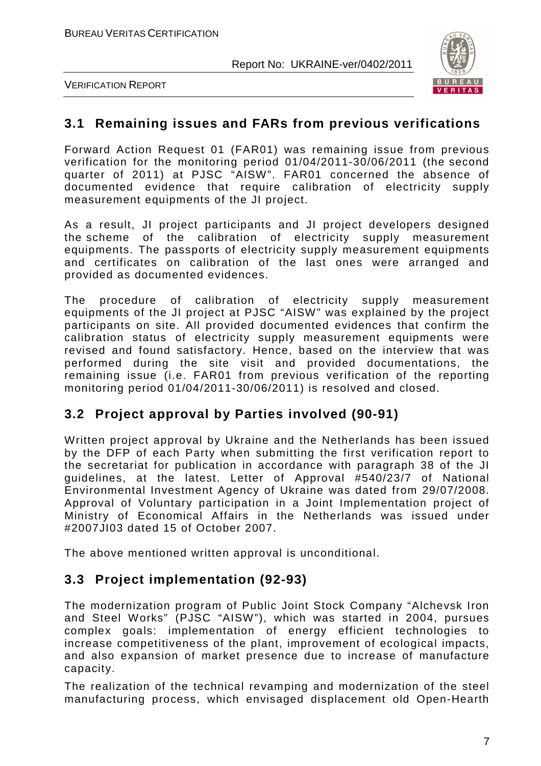## 3.1 Remaining issues and FARs from previous verifications

Forward Action Request 01 (FAR01) was remaining issue from previous verification for the monitoring period 01/04/2011-30/06/2011 (the second quarter of 2011) at PJSC "AISW". FAR01 concerned the absence of documented evidence that require calibration of electricity supply measurement equipments of the JI project.

As a result, JI project participants and JI project developers designed the scheme of the calibration of electricity supply measurement equipments. The passports of electricity supply measurement equipments and certificates on calibration of the last ones were arranged and provided as documented evidences.

The procedure of calibration of electricity supply measurement equipments of the JI project at PJSC "AISW" was explained by the project participants on site. All provided documented evidences that confirm the calibration status of electricity supply measurement equipments were revised and found satisfactory. Hence, based on the interview that was performed during the site visit and provided documentations, the remaining issue (i.e. FAR01 from previous verification of the reporting monitoring period 01/04/2011-30/06/2011) is resolved and closed.

## 3.2 Project approval by Parties involved (90-91)

Written project approval by Ukraine and the Netherlands has been issued by the DFP of each Party when submitting the first verification report to the secretariat for publication in accordance with paragraph 38 of the JI guidelines, at the latest. Letter of Approval #540/23/7 of National Environmental Investment Agency of Ukraine was dated from 29/07/2008. Approval of Voluntary participation in a Joint Implementation project of Ministry of Economical Affairs in the Netherlands was issued under #2007JI03 dated 15 of October 2007.

The above mentioned written approval is unconditional.

## 3.3 Project implementation (92-93)

The modernization program of Public Joint Stock Company "Alchevsk Iron and Steel Works" (PJSC "AISW"), which was started in 2004, pursues complex goals: implementation of energy efficient technologies to increase competitiveness of the plant, improvement of ecological impacts, and also expansion of market presence due to increase of manufacture capacity.

The realization of the technical revamping and modernization of the steel manufacturing process, which envisaged displacement old Open-Hearth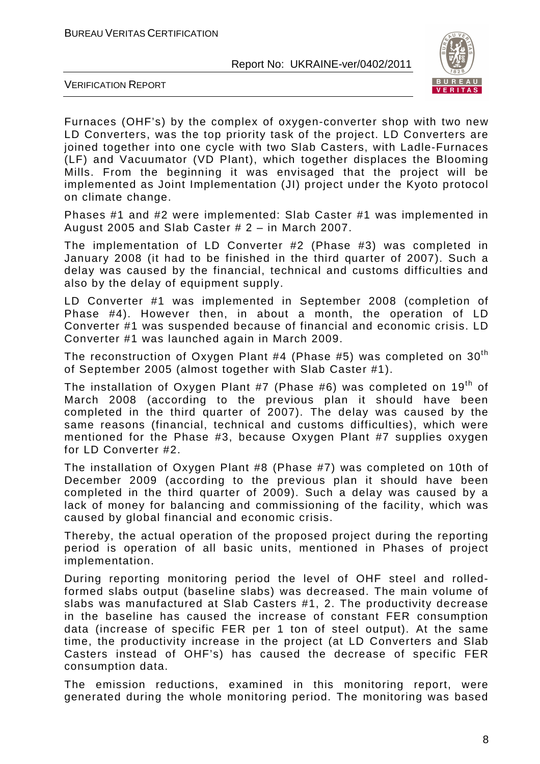Furnaces (OHF's) by the complex of oxygen-converter shop with two new LD Converters, was the top priority task of the project. LD Converters are joined together into one cycle with two Slab Casters, with Ladle-Furnaces (LF) and Vacuumator (VD Plant), which together displaces the Blooming Mills. From the beginning it was envisaged that the project will be implemented as Joint Implementation (JI) project under the Kyoto protocol on climate change.

Phases #1 and #2 were implemented: Slab Caster #1 was implemented in August 2005 and Slab Caster # 2 – in March 2007.

The implementation of LD Converter #2 (Phase #3) was completed in January 2008 (it had to be finished in the third quarter of 2007). Such a delay was caused by the financial, technical and customs difficulties and also by the delay of equipment supply.

LD Converter #1 was implemented in September 2008 (completion of Phase #4). However then, in about a month, the operation of LD Converter #1 was suspended because of financial and economic crisis. LD Converter #1 was launched again in March 2009.

The reconstruction of Oxygen Plant #4 (Phase #5) was completed on 30th of September 2005 (almost together with Slab Caster #1).

The installation of Oxygen Plant #7 (Phase #6) was completed on 19th of March 2008 (according to the previous plan it should have been completed in the third quarter of 2007). The delay was caused by the same reasons (financial, technical and customs difficulties), which were mentioned for the Phase #3, because Oxygen Plant #7 supplies oxygen for LD Converter #2.

The installation of Oxygen Plant #8 (Phase #7) was completed on 10th of December 2009 (according to the previous plan it should have been completed in the third quarter of 2009). Such a delay was caused by a lack of money for balancing and commissioning of the facility, which was caused by global financial and economic crisis.

Thereby, the actual operation of the proposed project during the reporting period is operation of all basic units, mentioned in Phases of project implementation.

During reporting monitoring period the level of OHF steel and rolled-formed slabs output (baseline slabs) was decreased. The main volume of slabs was manufactured at Slab Casters #1, 2. The productivity decrease in the baseline has caused the increase of constant FER consumption data (increase of specific FER per 1 ton of steel output). At the same time, the productivity increase in the project (at LD Converters and Slab Casters instead of OHF's) has caused the decrease of specific FER consumption data.

The emission reductions, examined in this monitoring report, were generated during the whole monitoring period. The monitoring was based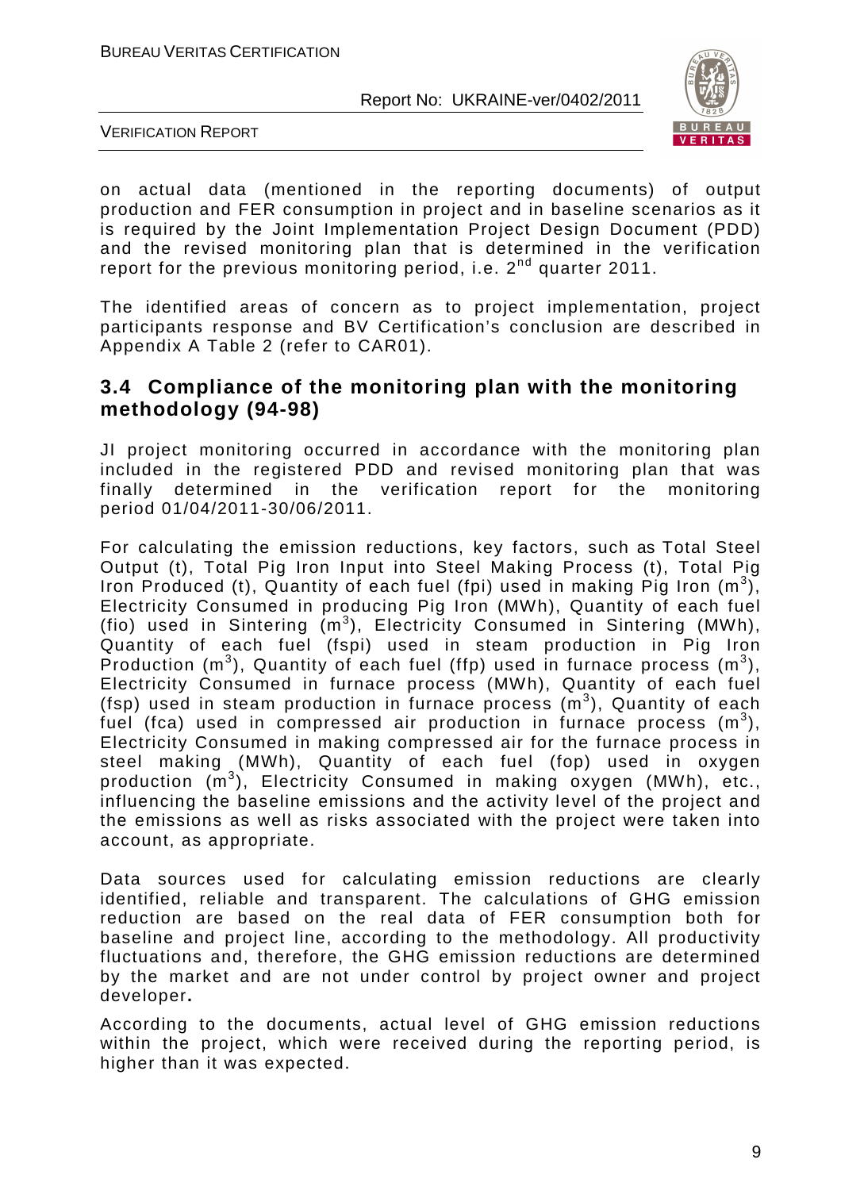on actual data (mentioned in the reporting documents) of output production and FER consumption in project and in baseline scenarios as it is required by the Joint Implementation Project Design Document (PDD) and the revised monitoring plan that is determined in the verification report for the previous monitoring period, i.e. 2nd quarter 2011.

The identified areas of concern as to project implementation, project participants response and BV Certification's conclusion are described in Appendix A Table 2 (refer to CAR01).

## 3.4 Compliance of the monitoring plan with the monitoring methodology (94-98)

JI project monitoring occurred in accordance with the monitoring plan included in the registered PDD and revised monitoring plan that was finally determined in the verification report for the monitoring period 01/04/2011-30/06/2011.

For calculating the emission reductions, key factors, such as Total Steel Output (t), Total Pig Iron Input into Steel Making Process (t), Total Pig Iron Produced (t), Quantity of each fuel (fpi) used in making Pig Iron ($m^3$), Electricity Consumed in producing Pig Iron (MWh), Quantity of each fuel (fio) used in Sintering ($m^3$), Electricity Consumed in Sintering (MWh), Quantity of each fuel (fspi) used in steam production in Pig Iron Production ($m^3$), Quantity of each fuel (ffp) used in furnace process ($m^3$), Electricity Consumed in furnace process (MWh), Quantity of each fuel (fsp) used in steam production in furnace process ($m^3$), Quantity of each fuel (fca) used in compressed air production in furnace process ($m^3$), Electricity Consumed in making compressed air for the furnace process in steel making (MWh), Quantity of each fuel (fop) used in oxygen production ($m^3$), Electricity Consumed in making oxygen (MWh), etc., influencing the baseline emissions and the activity level of the project and the emissions as well as risks associated with the project were taken into account, as appropriate.

Data sources used for calculating emission reductions are clearly identified, reliable and transparent. The calculations of GHG emission reduction are based on the real data of FER consumption both for baseline and project line, according to the methodology. All productivity fluctuations and, therefore, the GHG emission reductions are determined by the market and are not under control by project owner and project developer**.**

According to the documents, actual level of GHG emission reductions within the project, which were received during the reporting period, is higher than it was expected.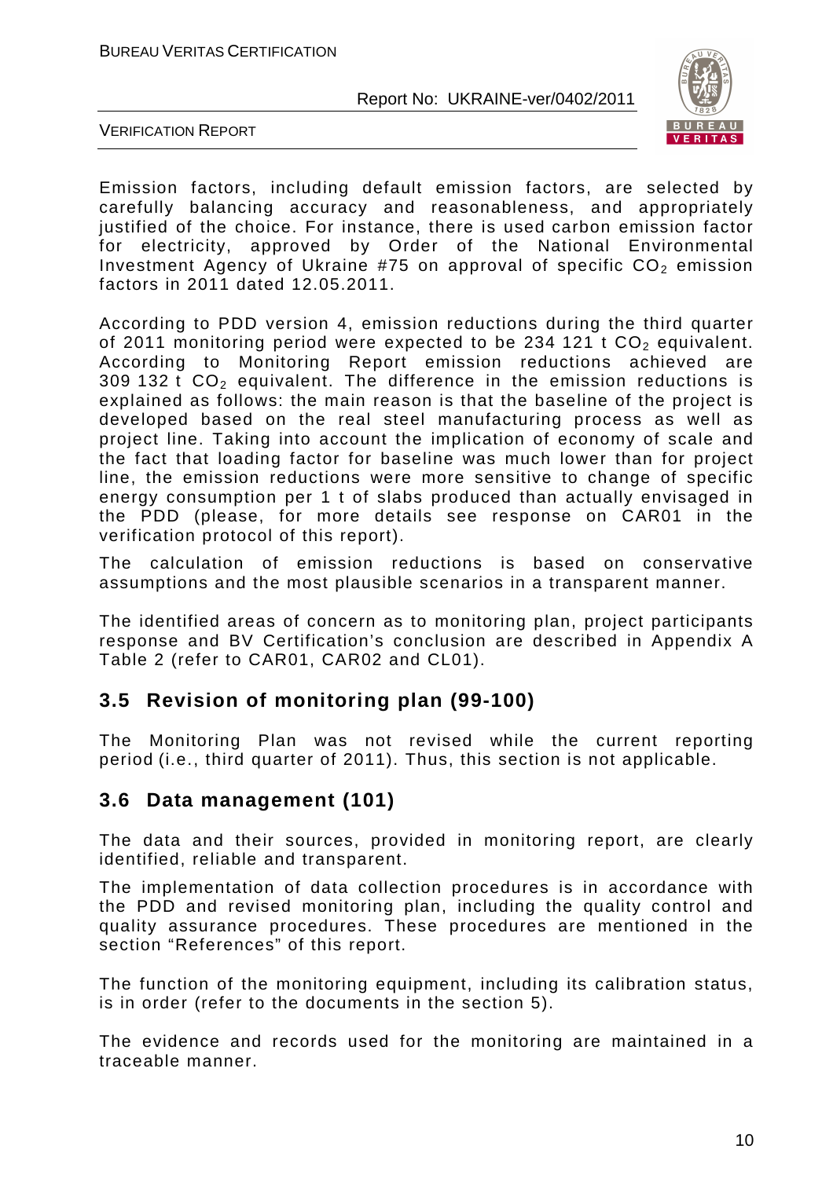Emission factors, including default emission factors, are selected by carefully balancing accuracy and reasonableness, and appropriately justified of the choice. For instance, there is used carbon emission factor for electricity, approved by Order of the National Environmental Investment Agency of Ukraine #75 on approval of specific $CO_2$ emission factors in 2011 dated 12.05.2011.

According to PDD version 4, emission reductions during the third quarter of 2011 monitoring period were expected to be 234 121 t $CO_2$ equivalent. According to Monitoring Report emission reductions achieved are 309 132 t $CO_2$ equivalent. The difference in the emission reductions is explained as follows: the main reason is that the baseline of the project is developed based on the real steel manufacturing process as well as project line. Taking into account the implication of economy of scale and the fact that loading factor for baseline was much lower than for project line, the emission reductions were more sensitive to change of specific energy consumption per 1 t of slabs produced than actually envisaged in the PDD (please, for more details see response on CAR01 in the verification protocol of this report).

The calculation of emission reductions is based on conservative assumptions and the most plausible scenarios in a transparent manner.

The identified areas of concern as to monitoring plan, project participants response and BV Certification's conclusion are described in Appendix A Table 2 (refer to CAR01, CAR02 and CL01).

## 3.5 Revision of monitoring plan (99-100)

The Monitoring Plan was not revised while the current reporting period (i.e., third quarter of 2011). Thus, this section is not applicable.

## 3.6 Data management (101)

The data and their sources, provided in monitoring report, are clearly identified, reliable and transparent.

The implementation of data collection procedures is in accordance with the PDD and revised monitoring plan, including the quality control and quality assurance procedures. These procedures are mentioned in the section "References" of this report.

The function of the monitoring equipment, including its calibration status, is in order (refer to the documents in the section 5).

The evidence and records used for the monitoring are maintained in a traceable manner.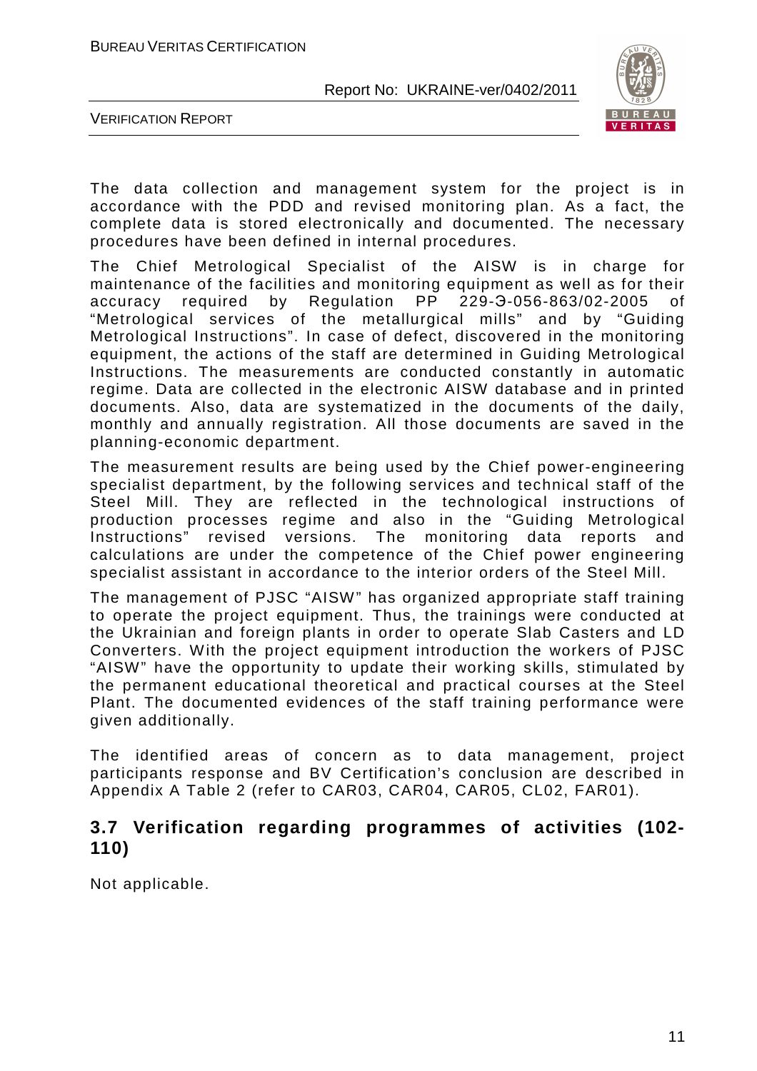The data collection and management system for the project is in accordance with the PDD and revised monitoring plan. As a fact, the complete data is stored electronically and documented. The necessary procedures have been defined in internal procedures.

The Chief Metrological Specialist of the AISW is in charge for maintenance of the facilities and monitoring equipment as well as for their accuracy required by Regulation PP 229-Э-056-863/02-2005 of "Metrological services of the metallurgical mills" and by "Guiding Metrological Instructions". In case of defect, discovered in the monitoring equipment, the actions of the staff are determined in Guiding Metrological Instructions. The measurements are conducted constantly in automatic regime. Data are collected in the electronic AISW database and in printed documents. Also, data are systematized in the documents of the daily, monthly and annually registration. All those documents are saved in the planning-economic department.

The measurement results are being used by the Chief power-engineering specialist department, by the following services and technical staff of the Steel Mill. They are reflected in the technological instructions of production processes regime and also in the "Guiding Metrological Instructions" revised versions. The monitoring data reports and calculations are under the competence of the Chief power engineering specialist assistant in accordance to the interior orders of the Steel Mill.

The management of PJSC "AISW" has organized appropriate staff training to operate the project equipment. Thus, the trainings were conducted at the Ukrainian and foreign plants in order to operate Slab Casters and LD Converters. With the project equipment introduction the workers of PJSC "AISW" have the opportunity to update their working skills, stimulated by the permanent educational theoretical and practical courses at the Steel Plant. The documented evidences of the staff training performance were given additionally.

The identified areas of concern as to data management, project participants response and BV Certification's conclusion are described in Appendix A Table 2 (refer to CAR03, CAR04, CAR05, CL02, FAR01).

## 3.7 Verification regarding programmes of activities (102-110)

Not applicable.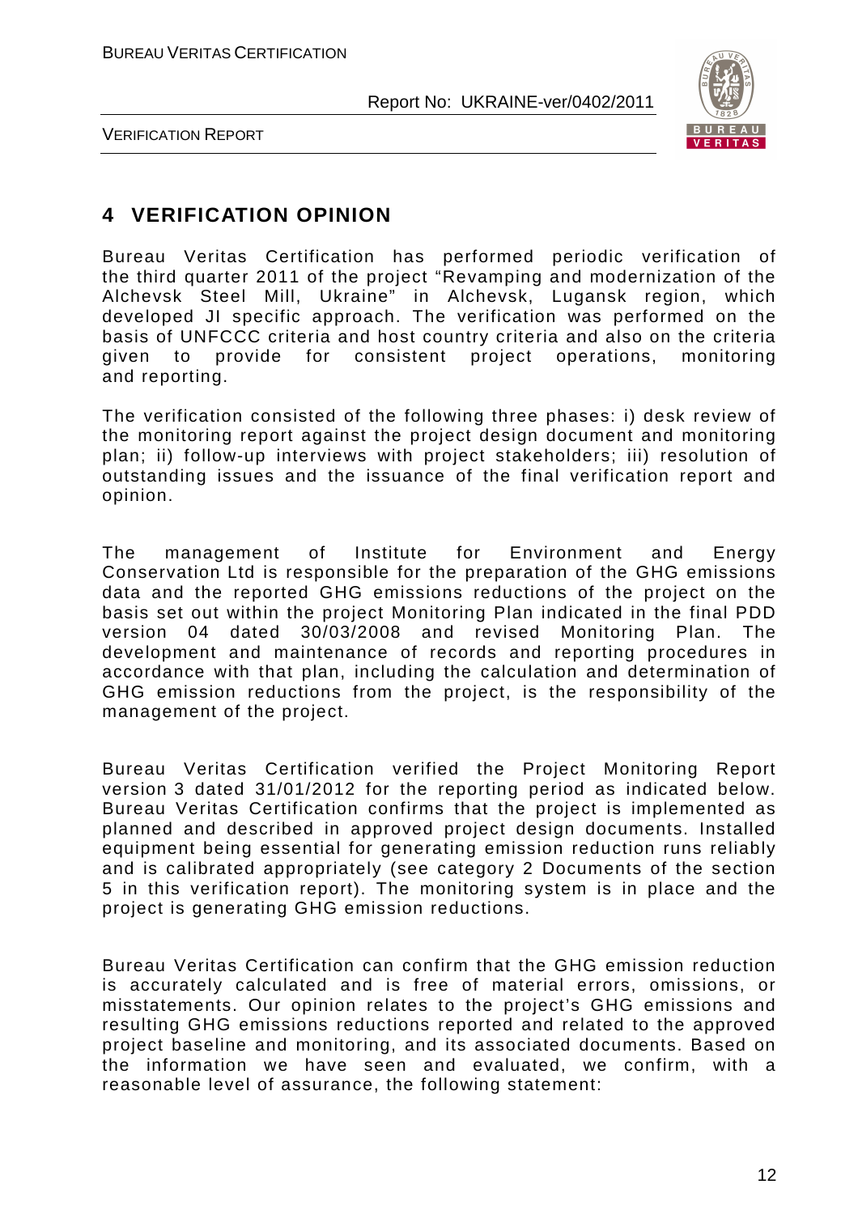# 4 VERIFICATION OPINION

Bureau Veritas Certification has performed periodic verification of the third quarter 2011 of the project "Revamping and modernization of the Alchevsk Steel Mill, Ukraine" in Alchevsk, Lugansk region, which developed JI specific approach. The verification was performed on the basis of UNFCCC criteria and host country criteria and also on the criteria given to provide for consistent project operations, monitoring and reporting.

The verification consisted of the following three phases: i) desk review of the monitoring report against the project design document and monitoring plan; ii) follow-up interviews with project stakeholders; iii) resolution of outstanding issues and the issuance of the final verification report and opinion.

The management of Institute for Environment and Energy Conservation Ltd is responsible for the preparation of the GHG emissions data and the reported GHG emissions reductions of the project on the basis set out within the project Monitoring Plan indicated in the final PDD version 04 dated 30/03/2008 and revised Monitoring Plan. The development and maintenance of records and reporting procedures in accordance with that plan, including the calculation and determination of GHG emission reductions from the project, is the responsibility of the management of the project.

Bureau Veritas Certification verified the Project Monitoring Report version 3 dated 31/01/2012 for the reporting period as indicated below. Bureau Veritas Certification confirms that the project is implemented as planned and described in approved project design documents. Installed equipment being essential for generating emission reduction runs reliably and is calibrated appropriately (see category 2 Documents of the section 5 in this verification report). The monitoring system is in place and the project is generating GHG emission reductions.

Bureau Veritas Certification can confirm that the GHG emission reduction is accurately calculated and is free of material errors, omissions, or misstatements. Our opinion relates to the project's GHG emissions and resulting GHG emissions reductions reported and related to the approved project baseline and monitoring, and its associated documents. Based on the information we have seen and evaluated, we confirm, with a reasonable level of assurance, the following statement: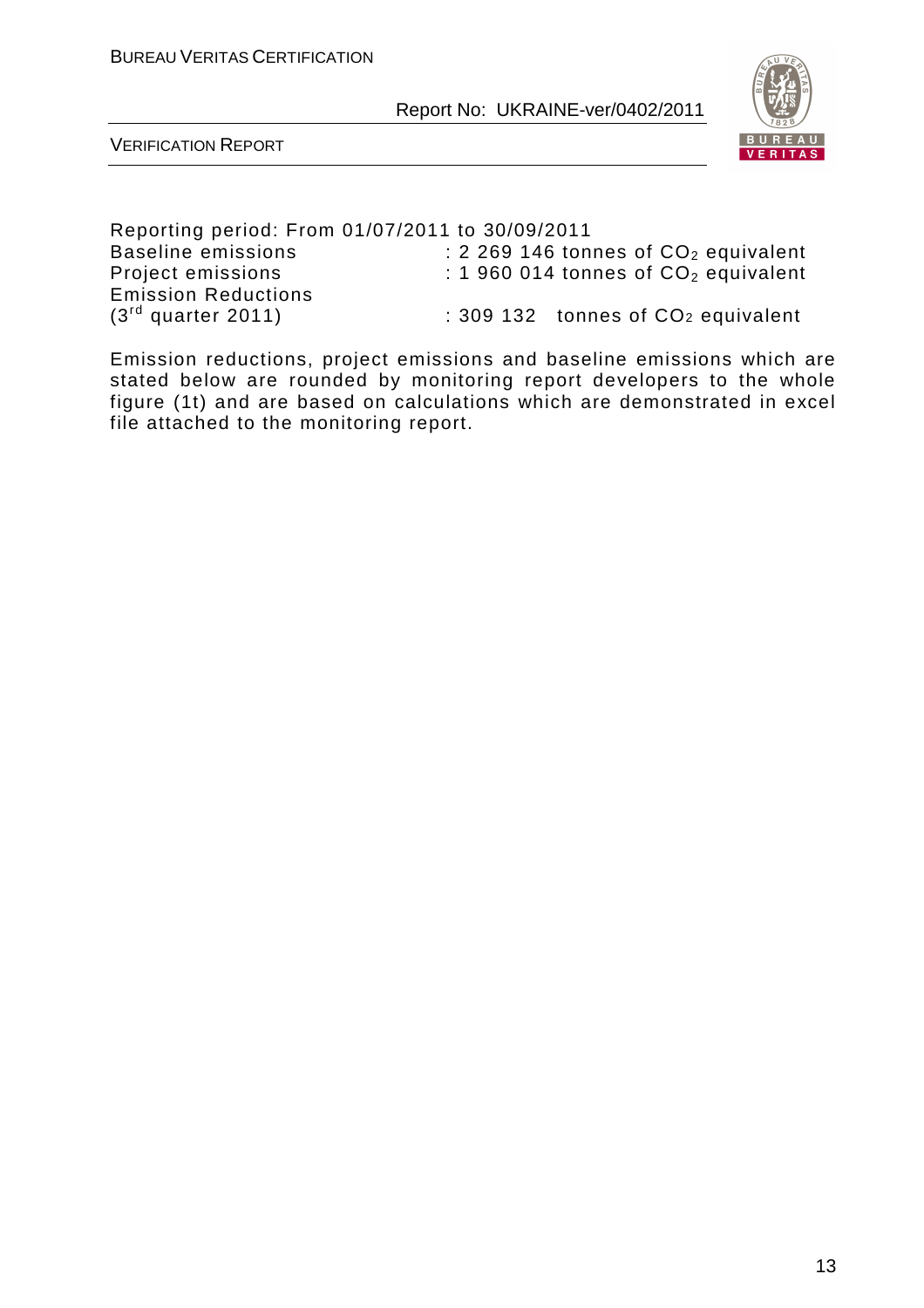Reporting period: From 01/07/2011 to 30/09/2011

| | |
|---|---|
| Baseline emissions | : 2 269 146 tonnes of $CO_2$ equivalent |
| Project emissions | : 1 960 014 tonnes of $CO_2$ equivalent |
| Emission Reductions (3rd quarter 2011) | : 309 132 tonnes of $CO_2$ equivalent |

Emission reductions, project emissions and baseline emissions which are stated below are rounded by monitoring report developers to the whole figure (1t) and are based on calculations which are demonstrated in excel file attached to the monitoring report.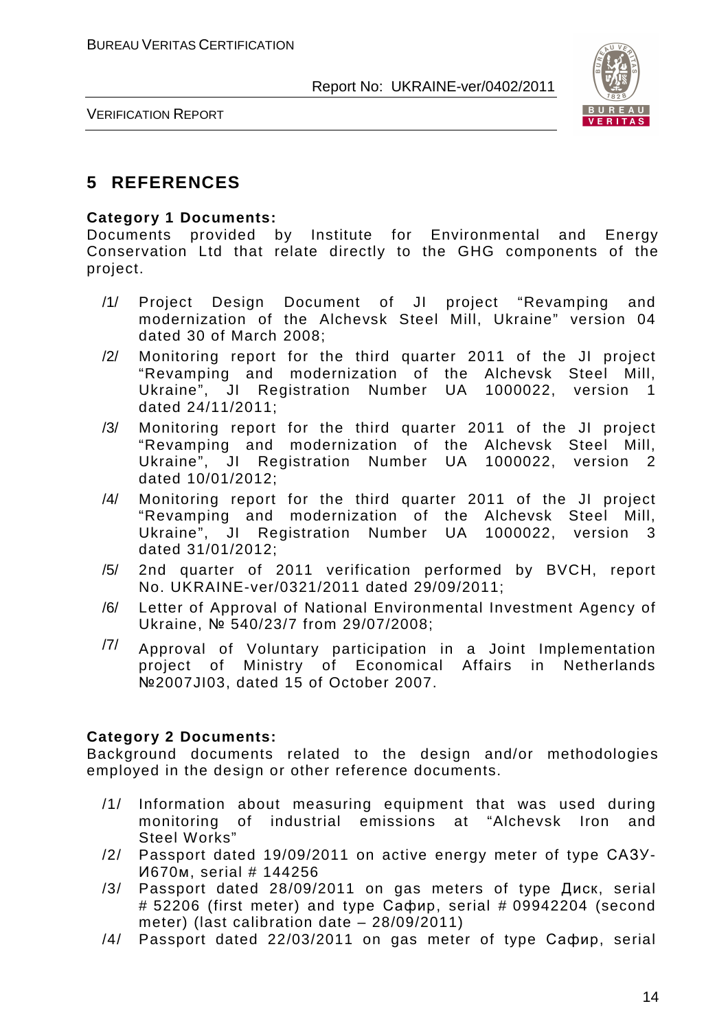# 5 REFERENCES

**Category 1 Documents:**
Documents provided by Institute for Environmental and Energy Conservation Ltd that relate directly to the GHG components of the project.

/1/ Project Design Document of JI project "Revamping and modernization of the Alchevsk Steel Mill, Ukraine" version 04 dated 30 of March 2008;

/2/ Monitoring report for the third quarter 2011 of the JI project "Revamping and modernization of the Alchevsk Steel Mill, Ukraine", JI Registration Number UA 1000022, version 1 dated 24/11/2011;

/3/ Monitoring report for the third quarter 2011 of the JI project "Revamping and modernization of the Alchevsk Steel Mill, Ukraine", JI Registration Number UA 1000022, version 2 dated 10/01/2012;

/4/ Monitoring report for the third quarter 2011 of the JI project "Revamping and modernization of the Alchevsk Steel Mill, Ukraine", JI Registration Number UA 1000022, version 3 dated 31/01/2012;

/5/ 2nd quarter of 2011 verification performed by BVCH, report No. UKRAINE-ver/0321/2011 dated 29/09/2011;

/6/ Letter of Approval of National Environmental Investment Agency of Ukraine, № 540/23/7 from 29/07/2008;

/7/ Approval of Voluntary participation in a Joint Implementation project of Ministry of Economical Affairs in Netherlands №2007JI03, dated 15 of October 2007.

**Category 2 Documents:**
Background documents related to the design and/or methodologies employed in the design or other reference documents.

/1/ Information about measuring equipment that was used during monitoring of industrial emissions at "Alchevsk Iron and Steel Works"

/2/ Passport dated 19/09/2011 on active energy meter of type САЗУ-И670м, serial # 144256

/3/ Passport dated 28/09/2011 on gas meters of type Диск, serial # 52206 (first meter) and type Сафир, serial # 09942204 (second meter) (last calibration date – 28/09/2011)

/4/ Passport dated 22/03/2011 on gas meter of type Сафир, serial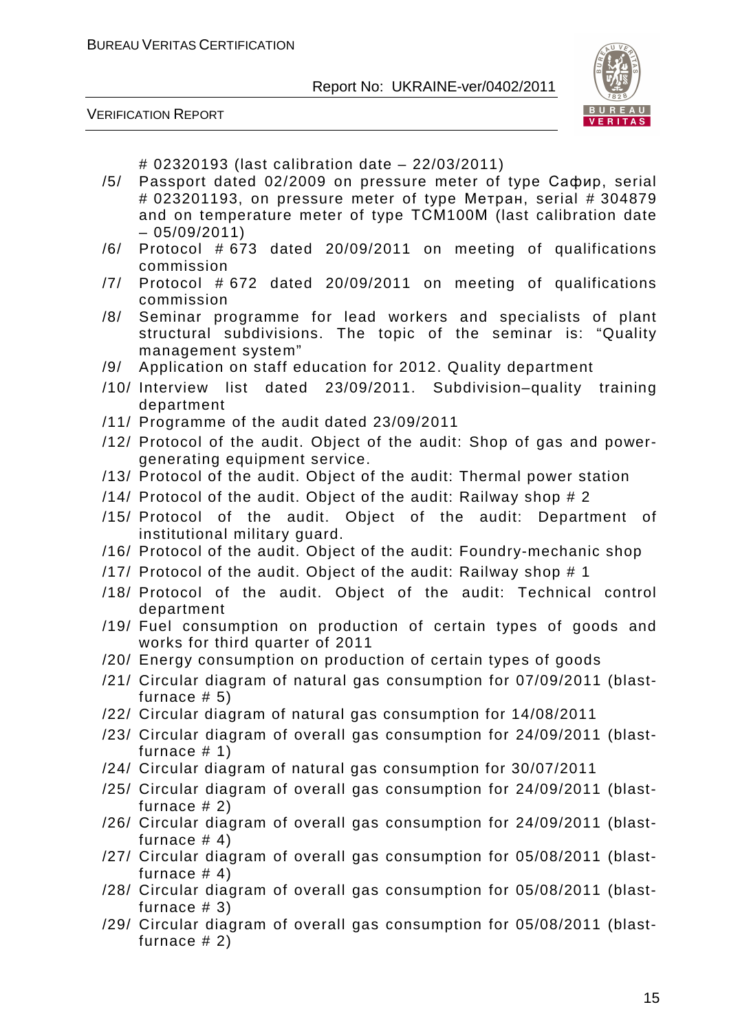# 02320193 (last calibration date – 22/03/2011)

/5/ Passport dated 02/2009 on pressure meter of type Сафир, serial # 023201193, on pressure meter of type Метран, serial # 304879 and on temperature meter of type TCM100M (last calibration date – 05/09/2011)

/6/ Protocol # 673 dated 20/09/2011 on meeting of qualifications commission

/7/ Protocol # 672 dated 20/09/2011 on meeting of qualifications commission

/8/ Seminar programme for lead workers and specialists of plant structural subdivisions. The topic of the seminar is: "Quality management system"

/9/ Application on staff education for 2012. Quality department

/10/ Interview list dated 23/09/2011. Subdivision–quality training department

/11/ Programme of the audit dated 23/09/2011

/12/ Protocol of the audit. Object of the audit: Shop of gas and power-generating equipment service.

/13/ Protocol of the audit. Object of the audit: Thermal power station

/14/ Protocol of the audit. Object of the audit: Railway shop # 2

/15/ Protocol of the audit. Object of the audit: Department of institutional military guard.

/16/ Protocol of the audit. Object of the audit: Foundry-mechanic shop

/17/ Protocol of the audit. Object of the audit: Railway shop # 1

/18/ Protocol of the audit. Object of the audit: Technical control department

/19/ Fuel consumption on production of certain types of goods and works for third quarter of 2011

/20/ Energy consumption on production of certain types of goods

/21/ Circular diagram of natural gas consumption for 07/09/2011 (blast-furnace # 5)

/22/ Circular diagram of natural gas consumption for 14/08/2011

/23/ Circular diagram of overall gas consumption for 24/09/2011 (blast-furnace # 1)

/24/ Circular diagram of natural gas consumption for 30/07/2011

/25/ Circular diagram of overall gas consumption for 24/09/2011 (blast-furnace # 2)

/26/ Circular diagram of overall gas consumption for 24/09/2011 (blast-furnace # 4)

/27/ Circular diagram of overall gas consumption for 05/08/2011 (blast-furnace # 4)

/28/ Circular diagram of overall gas consumption for 05/08/2011 (blast-furnace # 3)

/29/ Circular diagram of overall gas consumption for 05/08/2011 (blast-furnace # 2)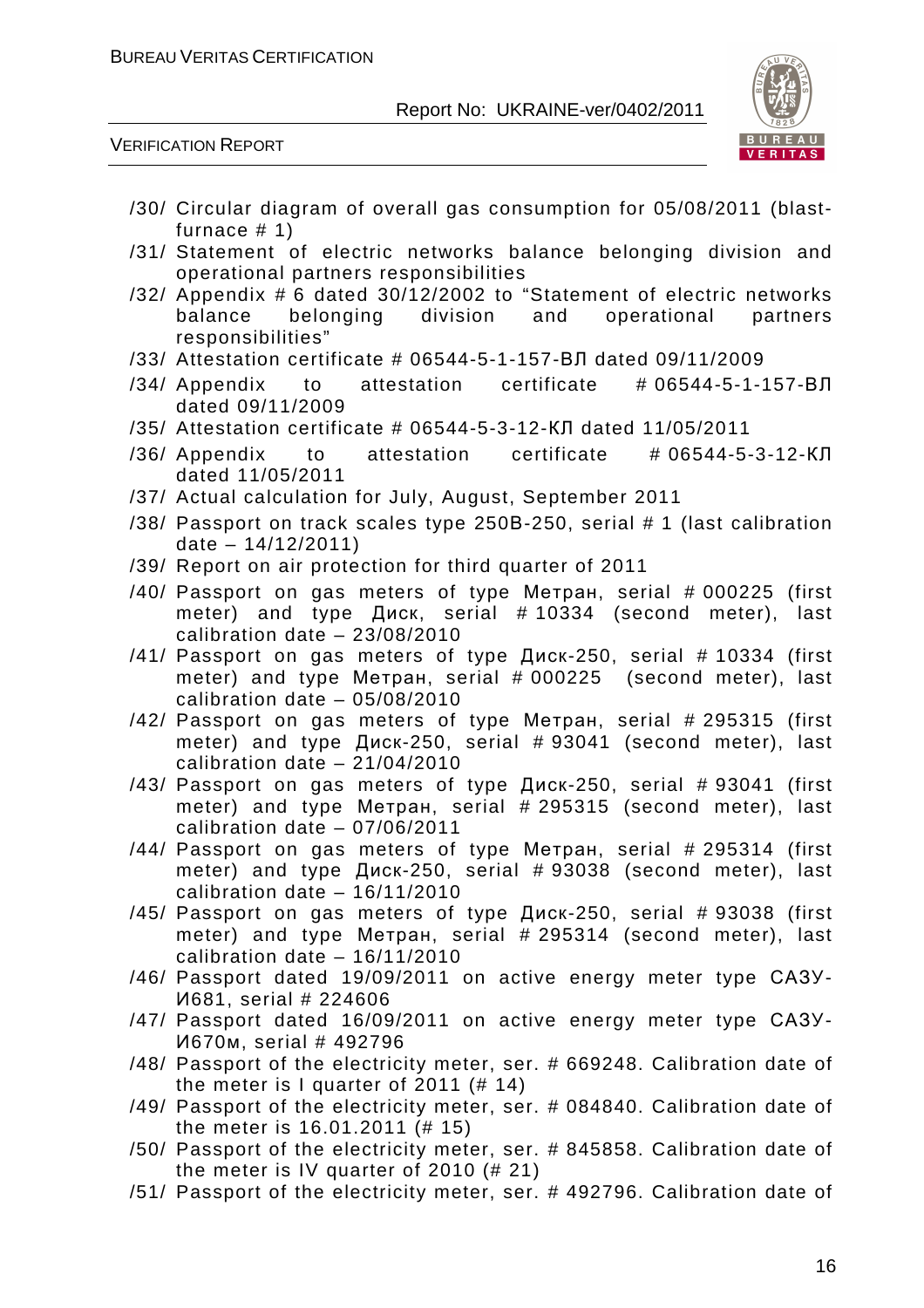/30/ Circular diagram of overall gas consumption for 05/08/2011 (blast-furnace # 1)

/31/ Statement of electric networks balance belonging division and operational partners responsibilities

/32/ Appendix # 6 dated 30/12/2002 to "Statement of electric networks balance belonging division and operational partners responsibilities"

/33/ Attestation certificate # 06544-5-1-157-ВЛ dated 09/11/2009

/34/ Appendix to attestation certificate # 06544-5-1-157-ВЛ dated 09/11/2009

/35/ Attestation certificate # 06544-5-3-12-КЛ dated 11/05/2011

/36/ Appendix to attestation certificate # 06544-5-3-12-КЛ dated 11/05/2011

/37/ Actual calculation for July, August, September 2011

/38/ Passport on track scales type 250В-250, serial # 1 (last calibration date – 14/12/2011)

/39/ Report on air protection for third quarter of 2011

/40/ Passport on gas meters of type Метран, serial # 000225 (first meter) and type Диск, serial # 10334 (second meter), last calibration date – 23/08/2010

/41/ Passport on gas meters of type Диск-250, serial # 10334 (first meter) and type Метран, serial # 000225 (second meter), last calibration date – 05/08/2010

/42/ Passport on gas meters of type Метран, serial # 295315 (first meter) and type Диск-250, serial # 93041 (second meter), last calibration date – 21/04/2010

/43/ Passport on gas meters of type Диск-250, serial # 93041 (first meter) and type Метран, serial # 295315 (second meter), last calibration date – 07/06/2011

/44/ Passport on gas meters of type Метран, serial # 295314 (first meter) and type Диск-250, serial # 93038 (second meter), last calibration date – 16/11/2010

/45/ Passport on gas meters of type Диск-250, serial # 93038 (first meter) and type Метран, serial # 295314 (second meter), last calibration date – 16/11/2010

/46/ Passport dated 19/09/2011 on active energy meter type САЗУ-И681, serial # 224606

/47/ Passport dated 16/09/2011 on active energy meter type САЗУ-И670м, serial # 492796

/48/ Passport of the electricity meter, ser. # 669248. Calibration date of the meter is I quarter of 2011 (# 14)

/49/ Passport of the electricity meter, ser. # 084840. Calibration date of the meter is 16.01.2011 (# 15)

/50/ Passport of the electricity meter, ser. # 845858. Calibration date of the meter is IV quarter of 2010 (# 21)

/51/ Passport of the electricity meter, ser. # 492796. Calibration date of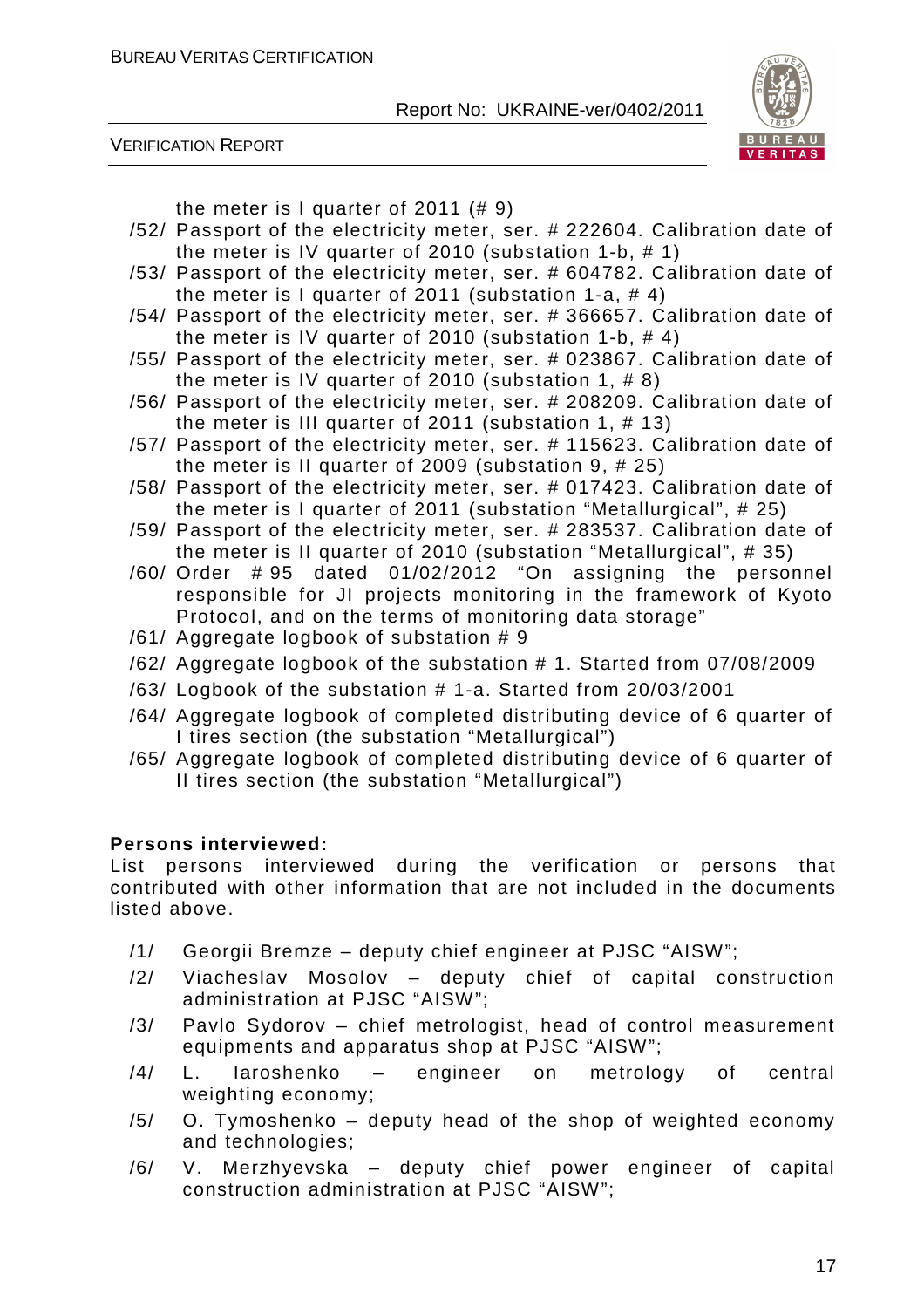the meter is I quarter of 2011 (# 9)

/52/ Passport of the electricity meter, ser. # 222604. Calibration date of the meter is IV quarter of 2010 (substation 1-b, # 1)

/53/ Passport of the electricity meter, ser. # 604782. Calibration date of the meter is I quarter of 2011 (substation 1-a, # 4)

/54/ Passport of the electricity meter, ser. # 366657. Calibration date of the meter is IV quarter of 2010 (substation 1-b, # 4)

/55/ Passport of the electricity meter, ser. # 023867. Calibration date of the meter is IV quarter of 2010 (substation 1, # 8)

/56/ Passport of the electricity meter, ser. # 208209. Calibration date of the meter is III quarter of 2011 (substation 1, # 13)

/57/ Passport of the electricity meter, ser. # 115623. Calibration date of the meter is II quarter of 2009 (substation 9, # 25)

/58/ Passport of the electricity meter, ser. # 017423. Calibration date of the meter is I quarter of 2011 (substation "Metallurgical", # 25)

/59/ Passport of the electricity meter, ser. # 283537. Calibration date of the meter is II quarter of 2010 (substation "Metallurgical", # 35)

/60/ Order # 95 dated 01/02/2012 "On assigning the personnel responsible for JI projects monitoring in the framework of Kyoto Protocol, and on the terms of monitoring data storage"

/61/ Aggregate logbook of substation # 9

/62/ Aggregate logbook of the substation # 1. Started from 07/08/2009

/63/ Logbook of the substation # 1-a. Started from 20/03/2001

/64/ Aggregate logbook of completed distributing device of 6 quarter of I tires section (the substation "Metallurgical")

/65/ Aggregate logbook of completed distributing device of 6 quarter of II tires section (the substation "Metallurgical")

**Persons interviewed:**

List persons interviewed during the verification or persons that contributed with other information that are not included in the documents listed above.

/1/ Georgii Bremze – deputy chief engineer at PJSC "AISW";

/2/ Viacheslav Mosolov – deputy chief of capital construction administration at PJSC "AISW";

/3/ Pavlo Sydorov – chief metrologist, head of control measurement equipments and apparatus shop at PJSC "AISW";

/4/ L. Iaroshenko – engineer on metrology of central weighting economy;

/5/ O. Tymoshenko – deputy head of the shop of weighted economy and technologies;

/6/ V. Merzhyevska – deputy chief power engineer of capital construction administration at PJSC "AISW";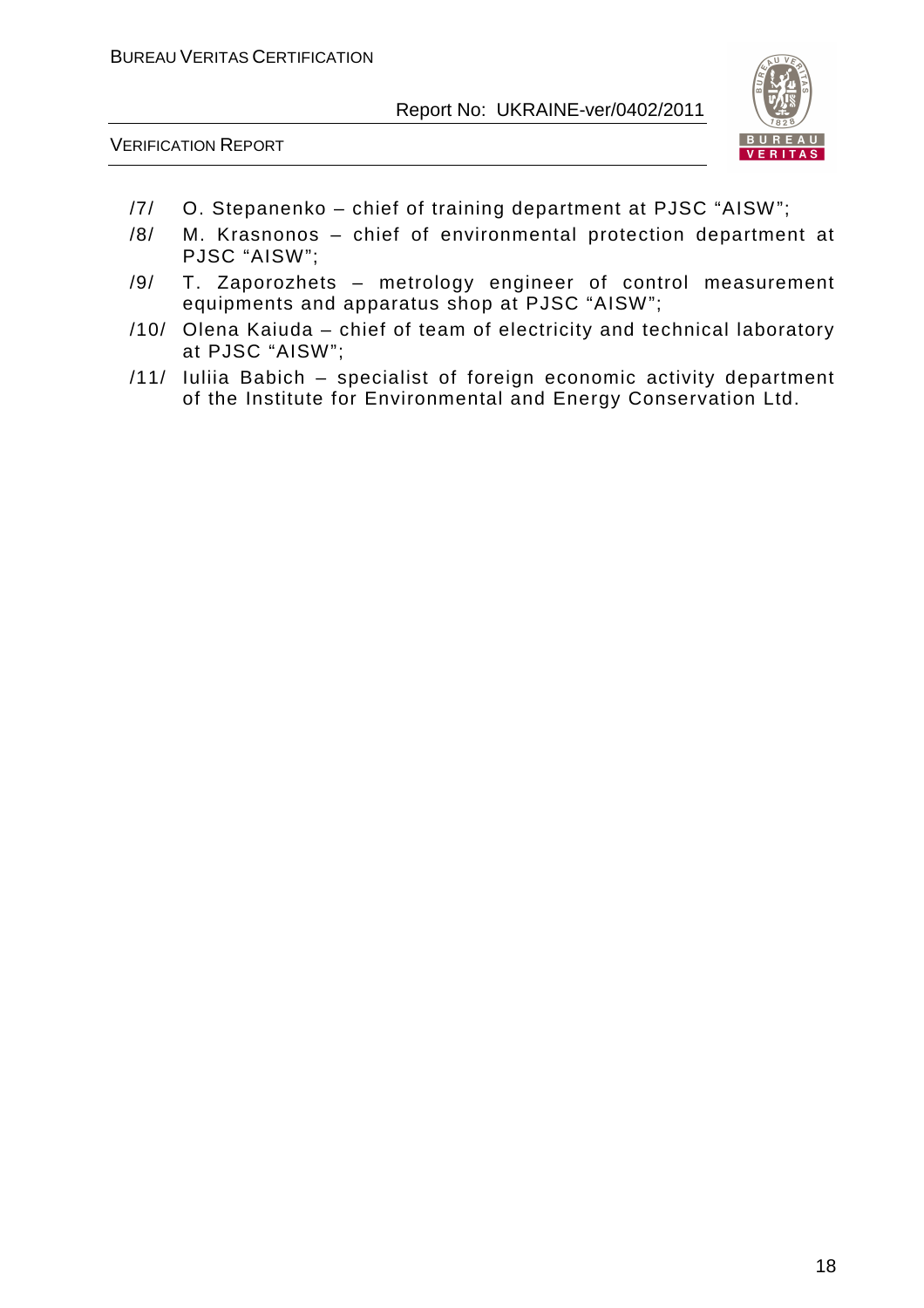/7/ O. Stepanenko – chief of training department at PJSC “AISW”;

/8/ M. Krasnonos – chief of environmental protection department at PJSC “AISW”;

/9/ T. Zaporozhets – metrology engineer of control measurement equipments and apparatus shop at PJSC “AISW”;

/10/ Olena Kaiuda – chief of team of electricity and technical laboratory at PJSC “AISW”;

/11/ Iuliia Babich – specialist of foreign economic activity department of the Institute for Environmental and Energy Conservation Ltd.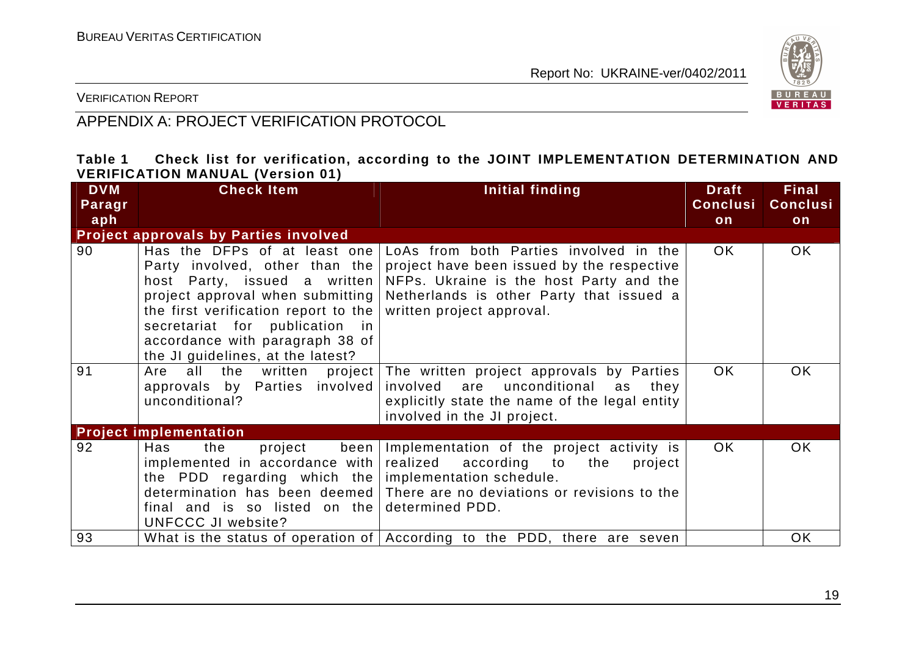## APPENDIX A: PROJECT VERIFICATION PROTOCOL

**Table 1 Check list for verification, according to the JOINT IMPLEMENTATION DETERMINATION AND VERIFICATION MANUAL (Version 01)**

| DVM Paragraph | Check Item | Initial finding | Draft Conclusion | Final Conclusion |
|---|---|---|---|---|
| **Project approvals by Parties involved** | | | | |
| 90 | Has the DFPs of at least one Party involved, other than the host Party, issued a written project approval when submitting the first verification report to the secretariat for publication in accordance with paragraph 38 of the JI guidelines, at the latest? | LoAs from both Parties involved in the project have been issued by the respective NFPs. Ukraine is the host Party and the Netherlands is other Party that issued a written project approval. | OK | OK |
| 91 | Are all the written project approvals by Parties involved unconditional? | The written project approvals by Parties involved are unconditional as they explicitly state the name of the legal entity involved in the JI project. | OK | OK |
| **Project implementation** | | | | |
| 92 | Has the project been implemented in accordance with the PDD regarding which the determination has been deemed final and is so listed on the UNFCCC JI website? | Implementation of the project activity is realized according to the project implementation schedule. There are no deviations or revisions to the determined PDD. | OK | OK |
| 93 | What is the status of operation of | According to the PDD, there are seven | | OK |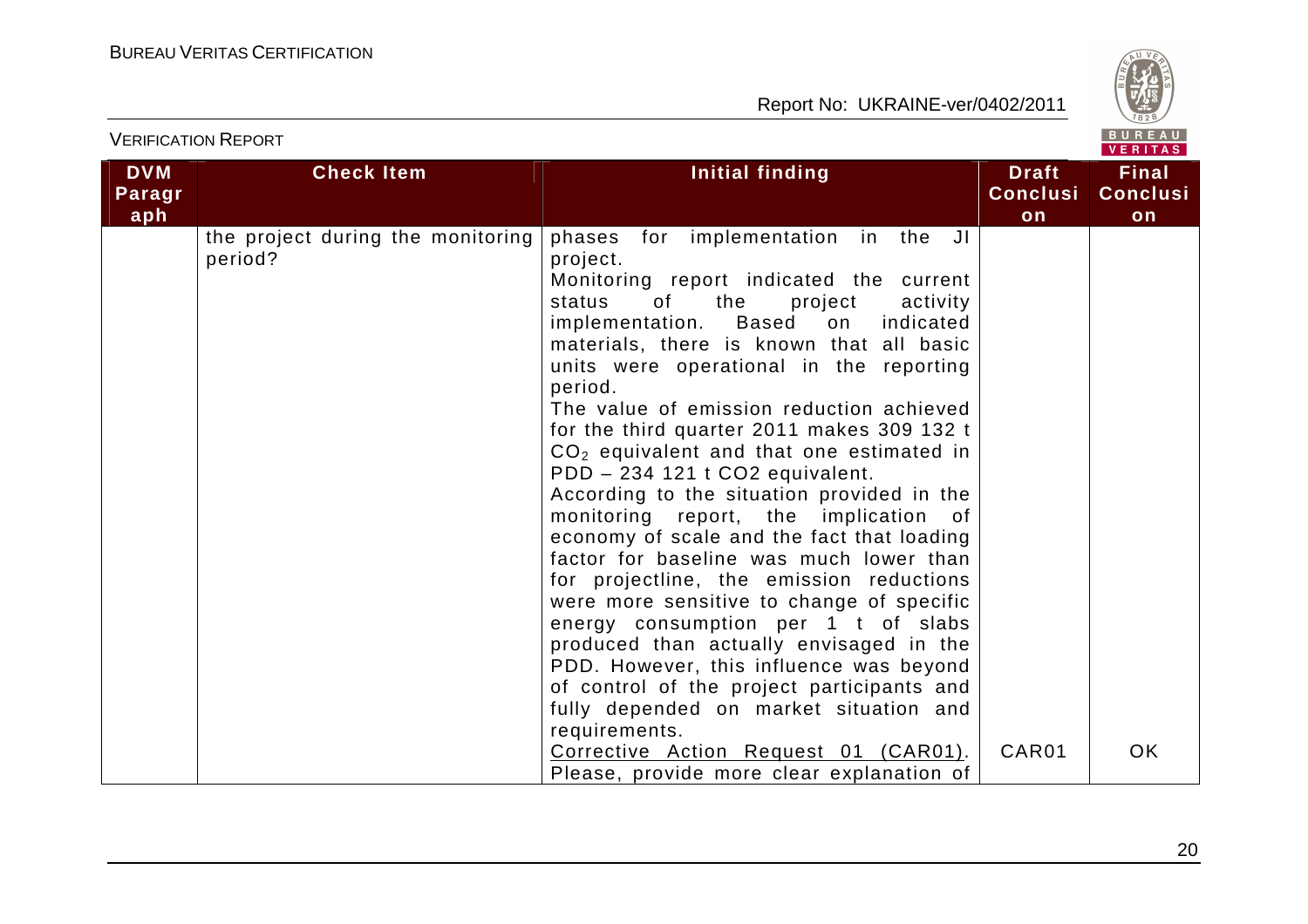| DVM Paragraph | Check Item | Initial finding | Draft Conclusion | Final Conclusion |
|---|---|---|---|---|
| | the project during the monitoring period? | phases for implementation in the JI project.<br>Monitoring report indicated the current status of the project activity implementation. Based on indicated materials, there is known that all basic units were operational in the reporting period.<br>The value of emission reduction achieved for the third quarter 2011 makes 309 132 t $CO_2$ equivalent and that one estimated in PDD – 234 121 t CO2 equivalent.<br>According to the situation provided in the monitoring report, the implication of economy of scale and the fact that loading factor for baseline was much lower than for projectline, the emission reductions were more sensitive to change of specific energy consumption per 1 t of slabs produced than actually envisaged in the PDD. However, this influence was beyond of control of the project participants and fully depended on market situation and requirements.<br>Corrective Action Request 01 (CAR01). Please, provide more clear explanation of | CAR01 | OK |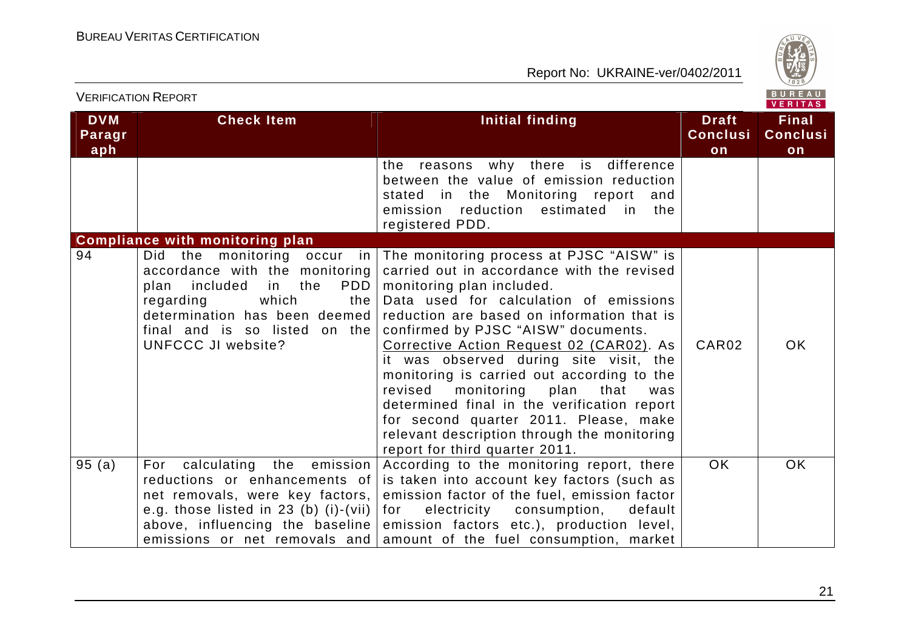| DVM Paragraph | Check Item | Initial finding | Draft Conclusion | Final Conclusion |
|---|---|---|---|---|
| | | the reasons why there is difference between the value of emission reduction stated in the Monitoring report and emission reduction estimated in the registered PDD. | | |
| **Compliance with monitoring plan** | | | | |
| 94 | Did the monitoring occur in accordance with the monitoring plan included in the PDD regarding which the determination has been deemed final and is so listed on the UNFCCC JI website? | The monitoring process at PJSC "AISW" is carried out in accordance with the revised monitoring plan included.<br>Data used for calculation of emissions reduction are based on information that is confirmed by PJSC "AISW" documents.<br><u>Corrective Action Request 02 (CAR02)</u>. As it was observed during site visit, the monitoring is carried out according to the revised monitoring plan that was determined final in the verification report for second quarter 2011. Please, make relevant description through the monitoring report for third quarter 2011. | CAR02 | OK |
| 95 (a) | For calculating the emission reductions or enhancements of net removals, were key factors, e.g. those listed in 23 (b) (i)-(vii) above, influencing the baseline emissions or net removals and | According to the monitoring report, there is taken into account key factors (such as emission factor of the fuel, emission factor for electricity consumption, default emission factors etc.), production level, amount of the fuel consumption, market | OK | OK |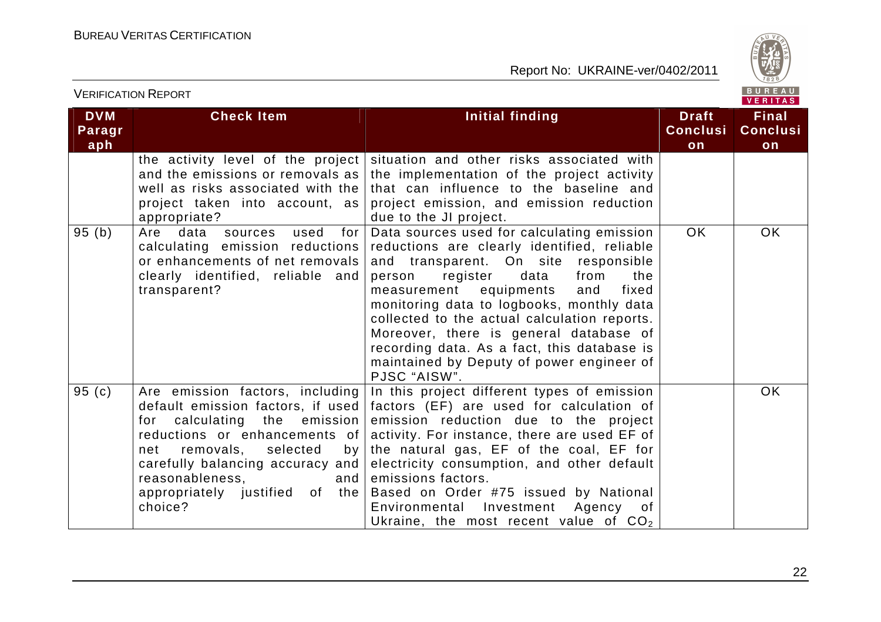| DVM Paragraph | Check Item | Initial finding | Draft Conclusion | Final Conclusion |
|---|---|---|---|---|
| | the activity level of the project and the emissions or removals as well as risks associated with the project taken into account, as appropriate? | situation and other risks associated with the implementation of the project activity that can influence to the baseline and project emission, and emission reduction due to the JI project. | | |
| 95 (b) | Are data sources used for calculating emission reductions or enhancements of net removals clearly identified, reliable and transparent? | Data sources used for calculating emission reductions are clearly identified, reliable and transparent. On site responsible person register data from the measurement equipments and fixed monitoring data to logbooks, monthly data collected to the actual calculation reports. Moreover, there is general database of recording data. As a fact, this database is maintained by Deputy of power engineer of PJSC "AISW". | OK | OK |
| 95 (c) | Are emission factors, including default emission factors, if used for calculating the emission reductions or enhancements of net removals, selected by carefully balancing accuracy and reasonableness, and appropriately justified of the choice? | In this project different types of emission factors (EF) are used for calculation of emission reduction due to the project activity. For instance, there are used EF of the natural gas, EF of the coal, EF for electricity consumption, and other default emissions factors.<br>Based on Order #75 issued by National Environmental Investment Agency of Ukraine, the most recent value of $CO_2$ | | OK |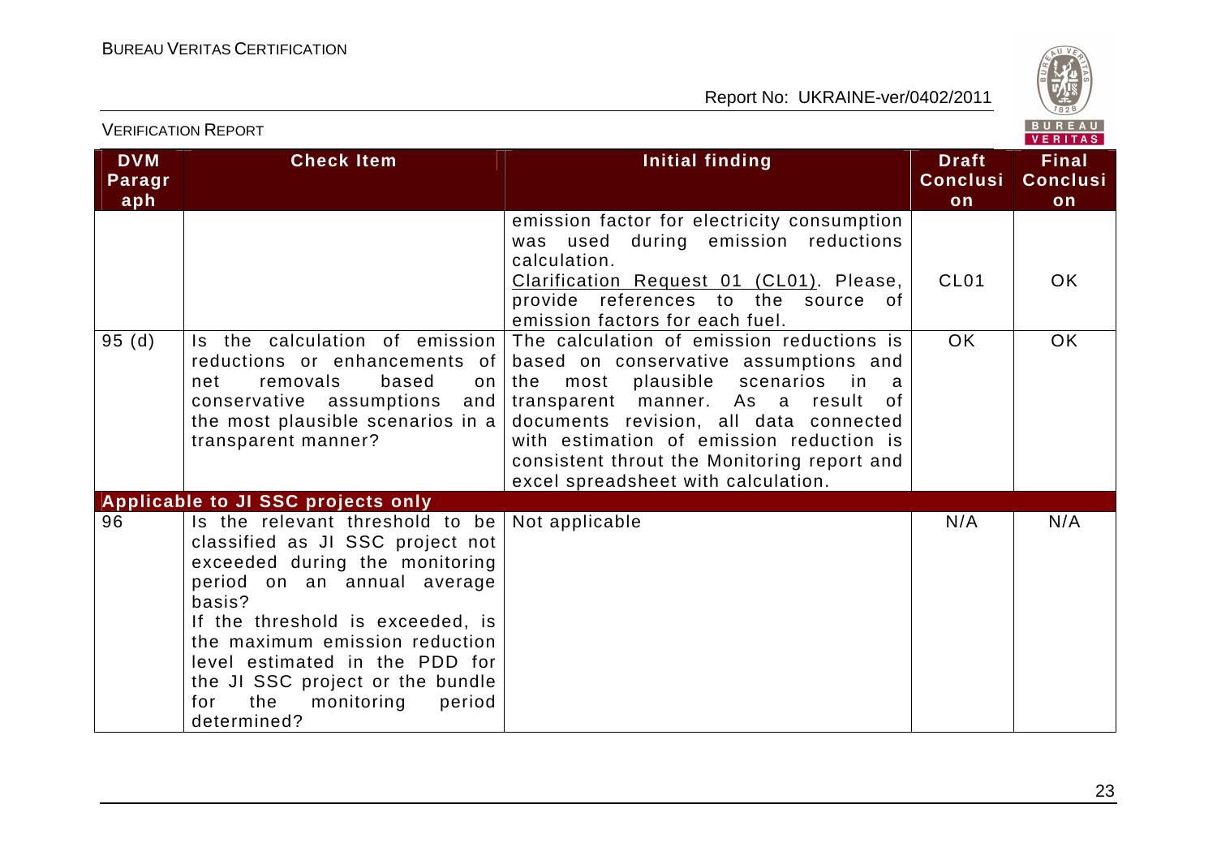| DVM Paragraph | Check Item | Initial finding | Draft Conclusion | Final Conclusion |
|---|---|---|---|---|
| | | emission factor for electricity consumption was used during emission reductions calculation.<br>Clarification Request 01 (CL01). Please, provide references to the source of emission factors for each fuel. | CL01 | OK |
| 95 (d) | Is the calculation of emission reductions or enhancements of net removals based on conservative assumptions and the most plausible scenarios in a transparent manner? | The calculation of emission reductions is based on conservative assumptions and the most plausible scenarios in a transparent manner. As a result of documents revision, all data connected with estimation of emission reduction is consistent throut the Monitoring report and excel spreadsheet with calculation. | OK | OK |
| **Applicable to JI SSC projects only** | | | | |
| 96 | Is the relevant threshold to be classified as JI SSC project not exceeded during the monitoring period on an annual average basis?<br>If the threshold is exceeded, is the maximum emission reduction level estimated in the PDD for the JI SSC project or the bundle for the monitoring period determined? | Not applicable | N/A | N/A |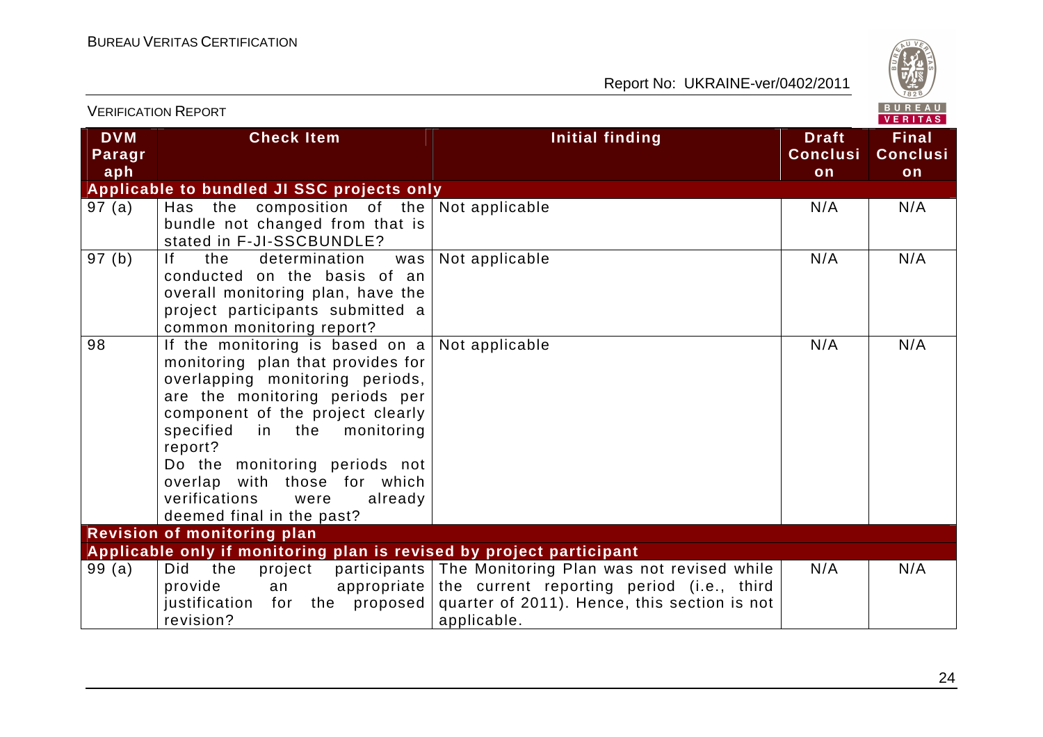| DVM Paragraph | Check Item | Initial finding | Draft Conclusion | Final Conclusion |
|---|---|---|---|---|
| **Applicable to bundled JI SSC projects only** | | | | |
| 97 (a) | Has the composition of the bundle not changed from that is stated in F-JI-SSCBUNDLE? | Not applicable | N/A | N/A |
| 97 (b) | If the determination was conducted on the basis of an overall monitoring plan, have the project participants submitted a common monitoring report? | Not applicable | N/A | N/A |
| 98 | If the monitoring is based on a monitoring plan that provides for overlapping monitoring periods, are the monitoring periods per component of the project clearly specified in the monitoring report? Do the monitoring periods not overlap with those for which verifications were already deemed final in the past? | Not applicable | N/A | N/A |
| **Revision of monitoring plan** | | | | |
| **Applicable only if monitoring plan is revised by project participant** | | | | |
| 99 (a) | Did the project participants provide an appropriate justification for the proposed revision? | The Monitoring Plan was not revised while the current reporting period (i.e., third quarter of 2011). Hence, this section is not applicable. | N/A | N/A |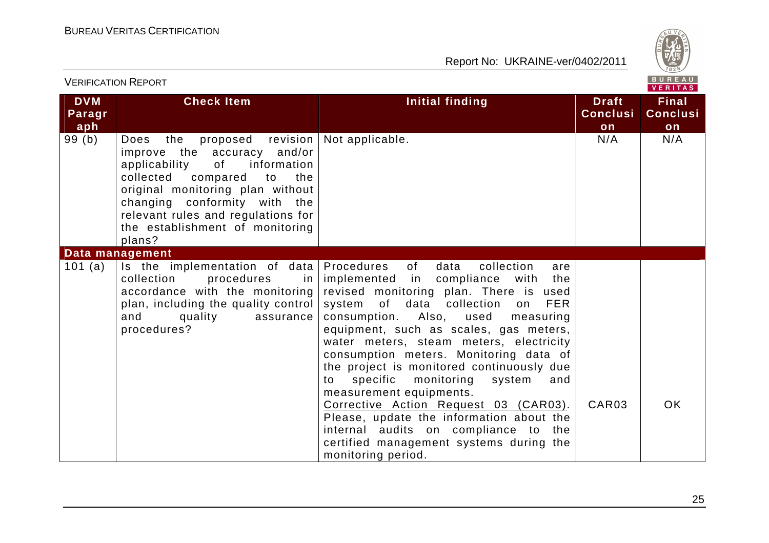| DVM Paragraph | Check Item | Initial finding | Draft Conclusion | Final Conclusion |
|---|---|---|---|---|
| 99 (b) | Does the proposed revision improve the accuracy and/or applicability of information collected compared to the original monitoring plan without changing conformity with the relevant rules and regulations for the establishment of monitoring plans? | Not applicable. | N/A | N/A |
| **Data management** | | | | |
| 101 (a) | Is the implementation of data collection procedures in accordance with the monitoring plan, including the quality control and quality assurance procedures? | Procedures of data collection are implemented in compliance with the revised monitoring plan. There is used system of data collection on FER consumption. Also, used measuring equipment, such as scales, gas meters, water meters, steam meters, electricity consumption meters. Monitoring data of the project is monitored continuously due to specific monitoring system and measurement equipments.<br>Corrective Action Request 03 (CAR03). Please, update the information about the internal audits on compliance to the certified management systems during the monitoring period. | CAR03 | OK |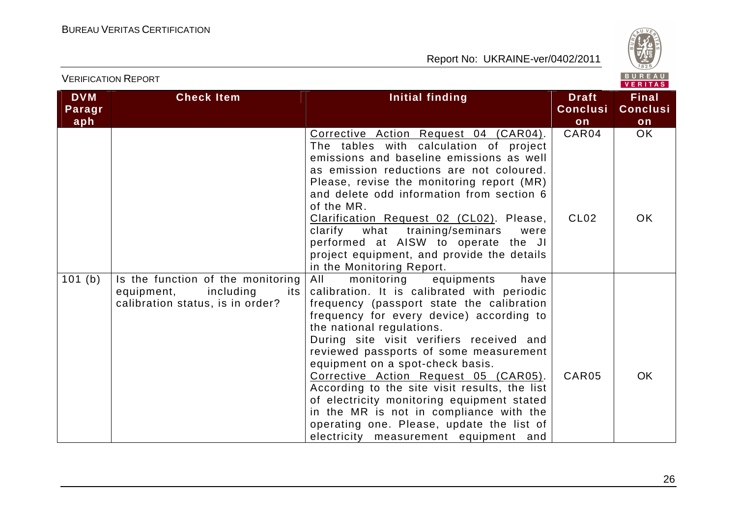| DVM Paragraph | Check Item | Initial finding | Draft Conclusion | Final Conclusion |
|---|---|---|---|---|
| | | Corrective Action Request 04 (CAR04). The tables with calculation of project emissions and baseline emissions as well as emission reductions are not coloured. Please, revise the monitoring report (MR) and delete odd information from section 6 of the MR. | CAR04 | OK |
| | | Clarification Request 02 (CL02). Please, clarify what training/seminars were performed at AISW to operate the JI project equipment, and provide the details in the Monitoring Report. | CL02 | OK |
| 101 (b) | Is the function of the monitoring equipment, including its calibration status, is in order? | All monitoring equipments have calibration. It is calibrated with periodic frequency (passport state the calibration frequency for every device) according to the national regulations.<br>During site visit verifiers received and reviewed passports of some measurement equipment on a spot-check basis. | | |
| | | Corrective Action Request 05 (CAR05). According to the site visit results, the list of electricity monitoring equipment stated in the MR is not in compliance with the operating one. Please, update the list of electricity measurement equipment and | CAR05 | OK |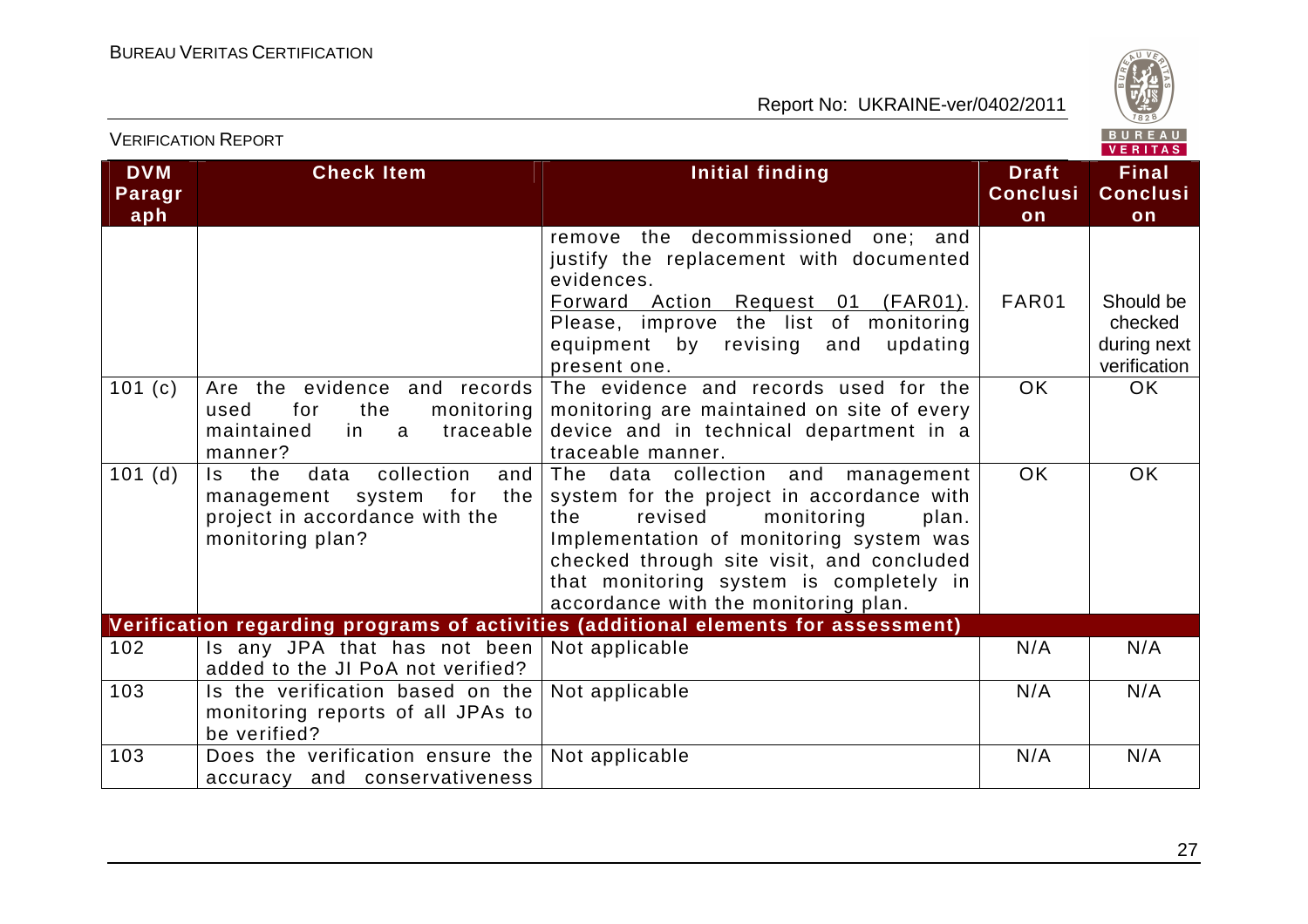| DVM Paragraph | Check Item | Initial finding | Draft Conclusion | Final Conclusion |
|---|---|---|---|---|
| | | remove the decommissioned one; and justify the replacement with documented evidences.<br>Forward Action Request 01 (FAR01). Please, improve the list of monitoring equipment by revising and updating present one. | FAR01 | Should be checked during next verification |
| 101 (c) | Are the evidence and records used for the monitoring maintained in a traceable manner? | The evidence and records used for the monitoring are maintained on site of every device and in technical department in a traceable manner. | OK | OK |
| 101 (d) | Is the data collection and management system for the project in accordance with the monitoring plan? | The data collection and management system for the project in accordance with the revised monitoring plan. Implementation of monitoring system was checked through site visit, and concluded that monitoring system is completely in accordance with the monitoring plan. | OK | OK |
| **Verification regarding programs of activities (additional elements for assessment)** | | | | |
| 102 | Is any JPA that has not been added to the JI PoA not verified? | Not applicable | N/A | N/A |
| 103 | Is the verification based on the monitoring reports of all JPAs to be verified? | Not applicable | N/A | N/A |
| 103 | Does the verification ensure the accuracy and conservativeness | Not applicable | N/A | N/A |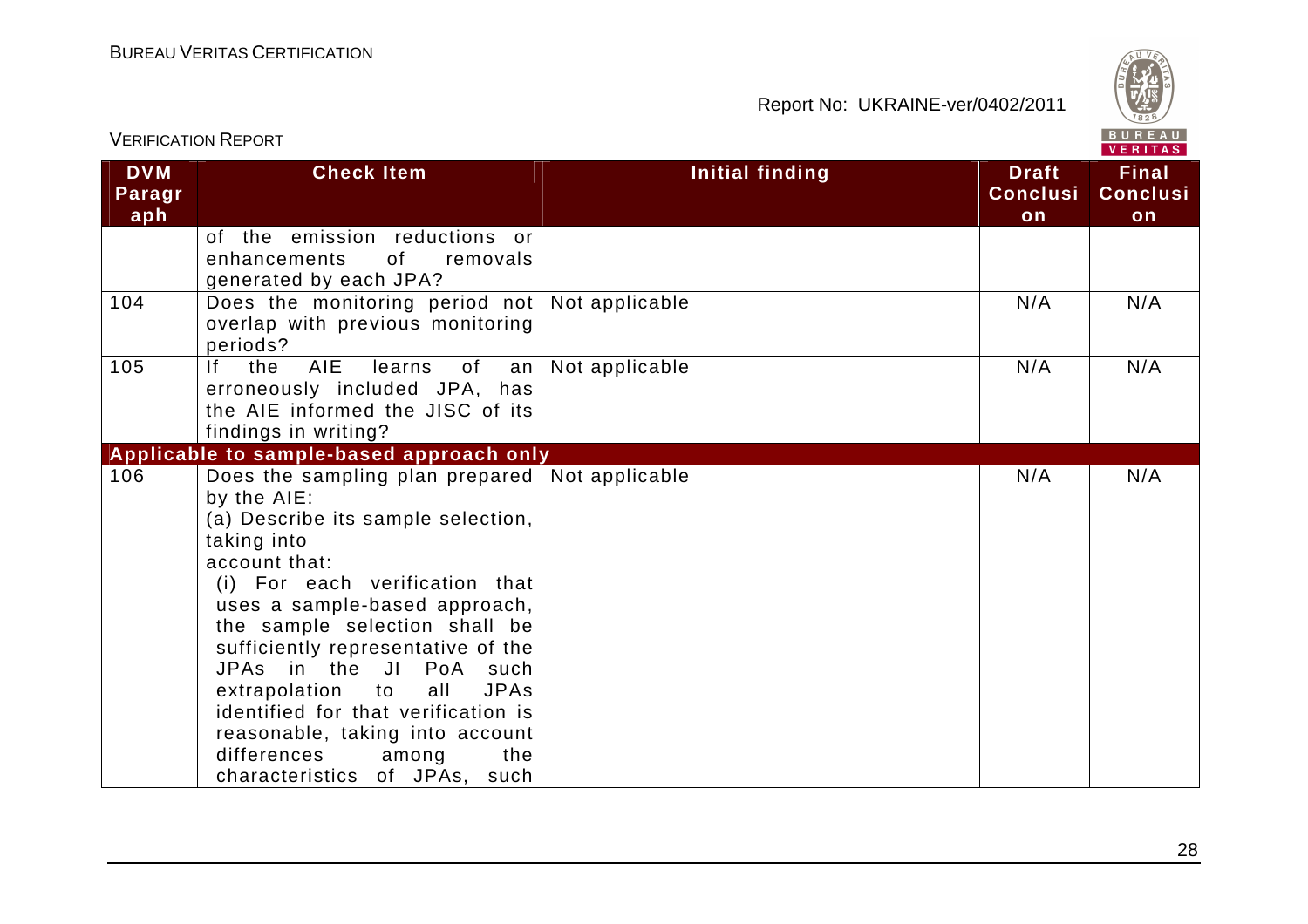| DVM Paragraph | Check Item | Initial finding | Draft Conclusion | Final Conclusion |
|---|---|---|---|---|
| | of the emission reductions or enhancements of removals generated by each JPA? | | | |
| 104 | Does the monitoring period not overlap with previous monitoring periods? | Not applicable | N/A | N/A |
| 105 | If the AIE learns of an erroneously included JPA, has the AIE informed the JISC of its findings in writing? | Not applicable | N/A | N/A |
| **Applicable to sample-based approach only** | | | | |
| 106 | Does the sampling plan prepared by the AIE:<br>(a) Describe its sample selection, taking into account that:<br>(i) For each verification that uses a sample-based approach, the sample selection shall be sufficiently representative of the JPAs in the JI PoA such extrapolation to all JPAs identified for that verification is reasonable, taking into account differences among the characteristics of JPAs, such | Not applicable | N/A | N/A |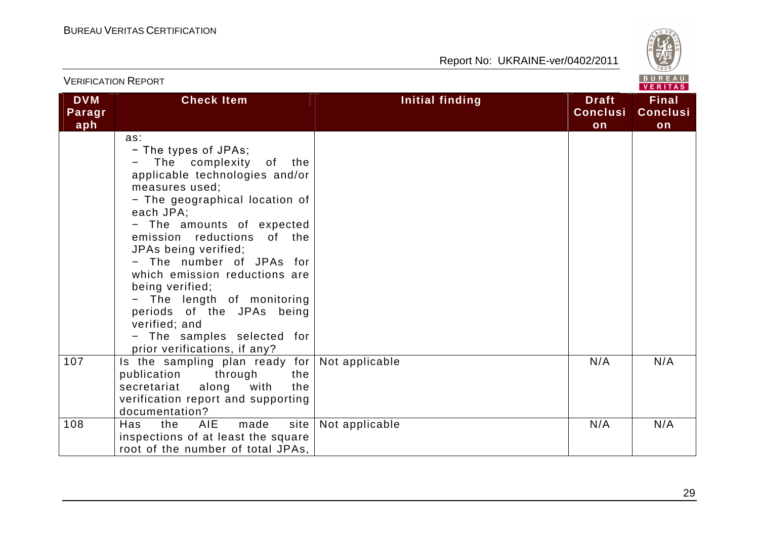| DVM Paragraph | Check Item | Initial finding | Draft Conclusion | Final Conclusion |
|---|---|---|---|---|
| | as:<br>− The types of JPAs;<br>− The complexity of the applicable technologies and/or measures used;<br>− The geographical location of each JPA;<br>− The amounts of expected emission reductions of the JPAs being verified;<br>− The number of JPAs for which emission reductions are being verified;<br>− The length of monitoring periods of the JPAs being verified; and<br>− The samples selected for prior verifications, if any? | | | |
| 107 | Is the sampling plan ready for publication through the secretariat along with the verification report and supporting documentation? | Not applicable | N/A | N/A |
| 108 | Has the AIE made site inspections of at least the square root of the number of total JPAs, | Not applicable | N/A | N/A |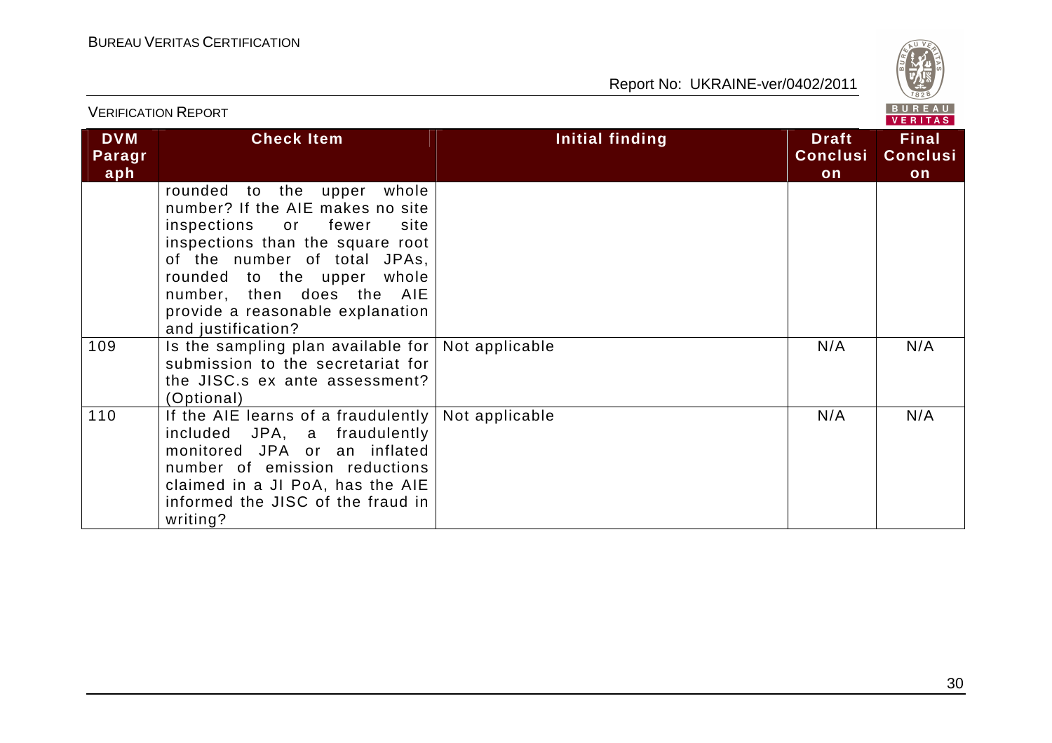| DVM Paragraph | Check Item | Initial finding | Draft Conclusion | Final Conclusion |
|---|---|---|---|---|
| | rounded to the upper whole number? If the AIE makes no site inspections or fewer site inspections than the square root of the number of total JPAs, rounded to the upper whole number, then does the AIE provide a reasonable explanation and justification? | | | |
| 109 | Is the sampling plan available for submission to the secretariat for the JISC.s ex ante assessment? (Optional) | Not applicable | N/A | N/A |
| 110 | If the AIE learns of a fraudulently included JPA, a fraudulently monitored JPA or an inflated number of emission reductions claimed in a JI PoA, has the AIE informed the JISC of the fraud in writing? | Not applicable | N/A | N/A |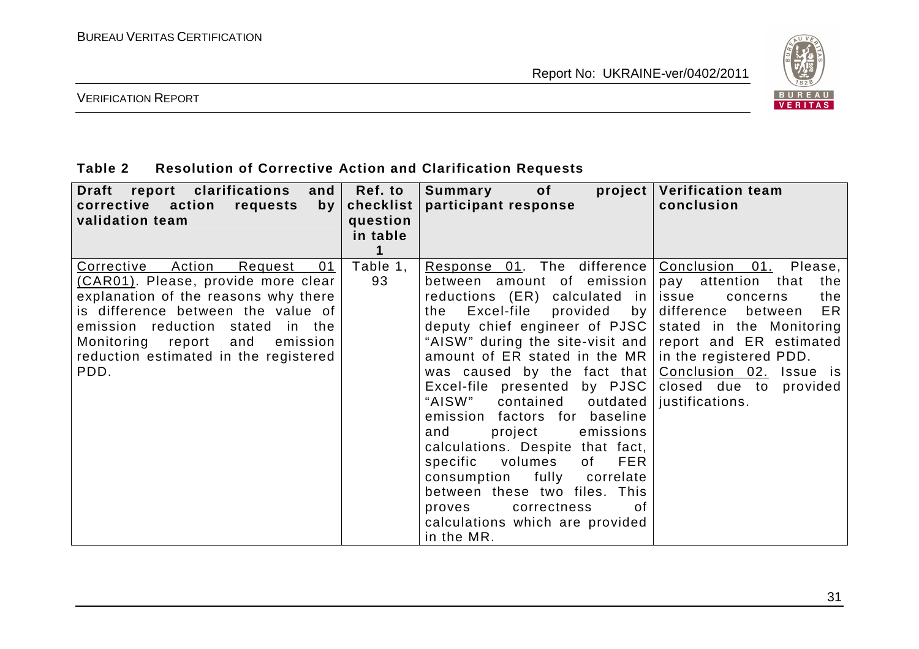**Table 2 Resolution of Corrective Action and Clarification Requests**

| Draft report clarifications and corrective action requests by validation team | Ref. to checklist question in table 1 | Summary of project participant response | Verification team conclusion |
|---|---|---|---|
| Corrective Action Request 01 (CAR01). Please, provide more clear explanation of the reasons why there is difference between the value of emission reduction stated in the Monitoring report and emission reduction estimated in the registered PDD. | Table 1, 93 | Response 01. The difference between amount of emission reductions (ER) calculated in the Excel-file provided by deputy chief engineer of PJSC "AISW" during the site-visit and amount of ER stated in the MR was caused by the fact that Excel-file presented by PJSC "AISW" contained outdated emission factors for baseline and project emissions calculations. Despite that fact, specific volumes of FER consumption fully correlate between these two files. This proves correctness of calculations which are provided in the MR. | Conclusion 01. Please, pay attention that the issue concerns the difference between ER stated in the Monitoring report and ER estimated in the registered PDD.<br>Conclusion 02. Issue is closed due to provided justifications. |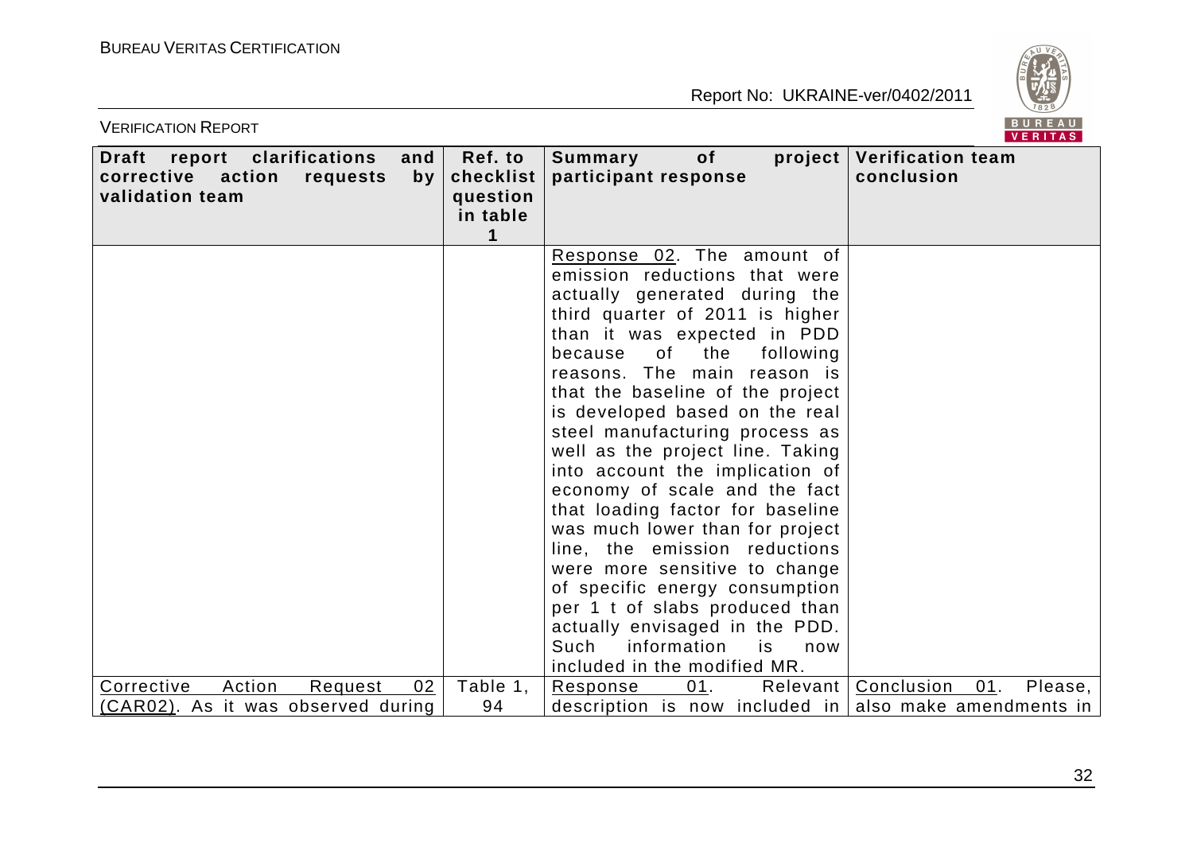| Draft report clarifications and corrective action requests by validation team | Ref. to checklist question in table 1 | Summary of project participant response | Verification team conclusion |
|---|---|---|---|
| | | Response 02. The amount of emission reductions that were actually generated during the third quarter of 2011 is higher than it was expected in PDD because of the following reasons. The main reason is that the baseline of the project is developed based on the real steel manufacturing process as well as the project line. Taking into account the implication of economy of scale and the fact that loading factor for baseline was much lower than for project line, the emission reductions were more sensitive to change of specific energy consumption per 1 t of slabs produced than actually envisaged in the PDD. Such information is now included in the modified MR. | |
| Corrective Action Request 02 (CAR02). As it was observed during | Table 1, 94 | Response 01. Relevant description is now included in | Conclusion 01. Please, also make amendments in |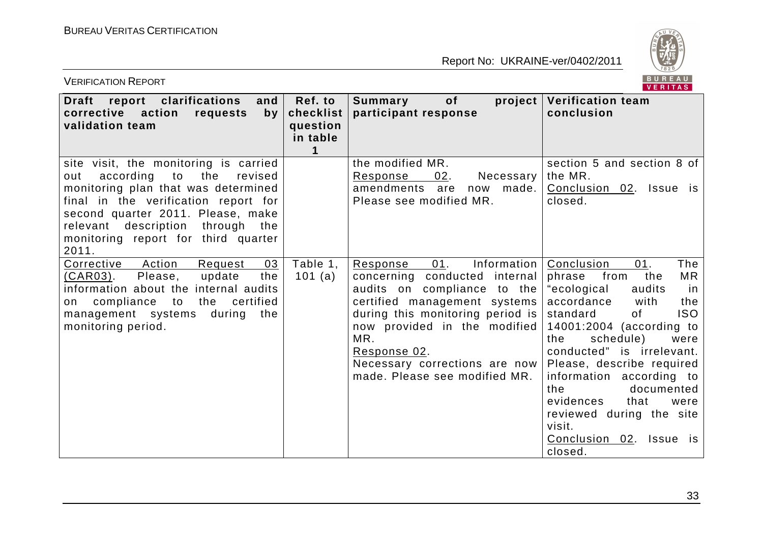| Draft report clarifications and corrective action requests by validation team | Ref. to checklist question in table 1 | Summary of project participant response | Verification team conclusion |
|---|---|---|---|
| site visit, the monitoring is carried out according to the revised monitoring plan that was determined final in the verification report for second quarter 2011. Please, make relevant description through the monitoring report for third quarter 2011. | | the modified MR.<br>Response 02. Necessary amendments are now made. Please see modified MR. | section 5 and section 8 of the MR.<br>Conclusion 02. Issue is closed. |
| Corrective Action Request 03 (CAR03). Please, update the information about the internal audits on compliance to the certified management systems during the monitoring period. | Table 1, 101 (a) | Response 01. Information concerning conducted internal audits on compliance to the certified management systems during this monitoring period is now provided in the modified MR.<br>Response 02.<br>Necessary corrections are now made. Please see modified MR. | Conclusion 01. The phrase from the MR "ecological audits in accordance with the standard of ISO 14001:2004 (according to the schedule) were conducted" is irrelevant. Please, describe required information according to the documented evidences that were reviewed during the site visit.<br>Conclusion 02. Issue is closed. |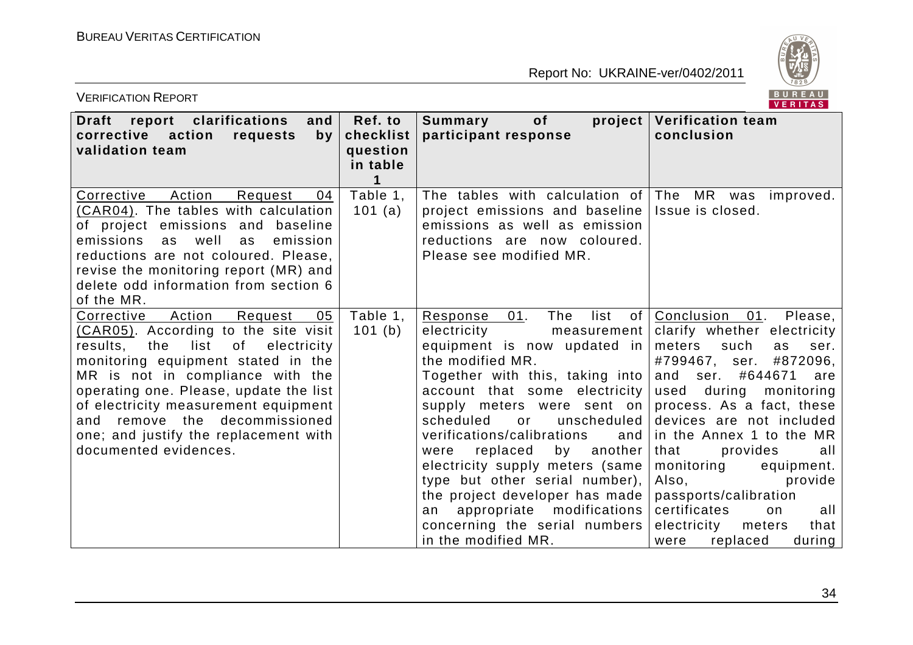| Draft report clarifications and corrective action requests by validation team | Ref. to checklist question in table 1 | Summary of project participant response | Verification team conclusion |
|---|---|---|---|
| Corrective Action Request 04 (CAR04). The tables with calculation of project emissions and baseline emissions as well as emission reductions are not coloured. Please, revise the monitoring report (MR) and delete odd information from section 6 of the MR. | Table 1, 101 (a) | The tables with calculation of project emissions and baseline emissions as well as emission reductions are now coloured. Please see modified MR. | The MR was improved. Issue is closed. |
| Corrective Action Request 05 (CAR05). According to the site visit results, the list of electricity monitoring equipment stated in the MR is not in compliance with the operating one. Please, update the list of electricity measurement equipment and remove the decommissioned one; and justify the replacement with documented evidences. | Table 1, 101 (b) | Response 01. The list of electricity measurement equipment is now updated in the modified MR. Together with this, taking into account that some electricity supply meters were sent on scheduled or unscheduled verifications/calibrations and were replaced by another electricity supply meters (same type but other serial number), the project developer has made an appropriate modifications concerning the serial numbers in the modified MR. | Conclusion 01. Please, clarify whether electricity meters such as ser. #799467, ser. #872096, and ser. #644671 are used during monitoring process. As a fact, these devices are not included in the Annex 1 to the MR that provides all monitoring equipment. Also, provide passports/calibration certificates on all electricity meters that were replaced during |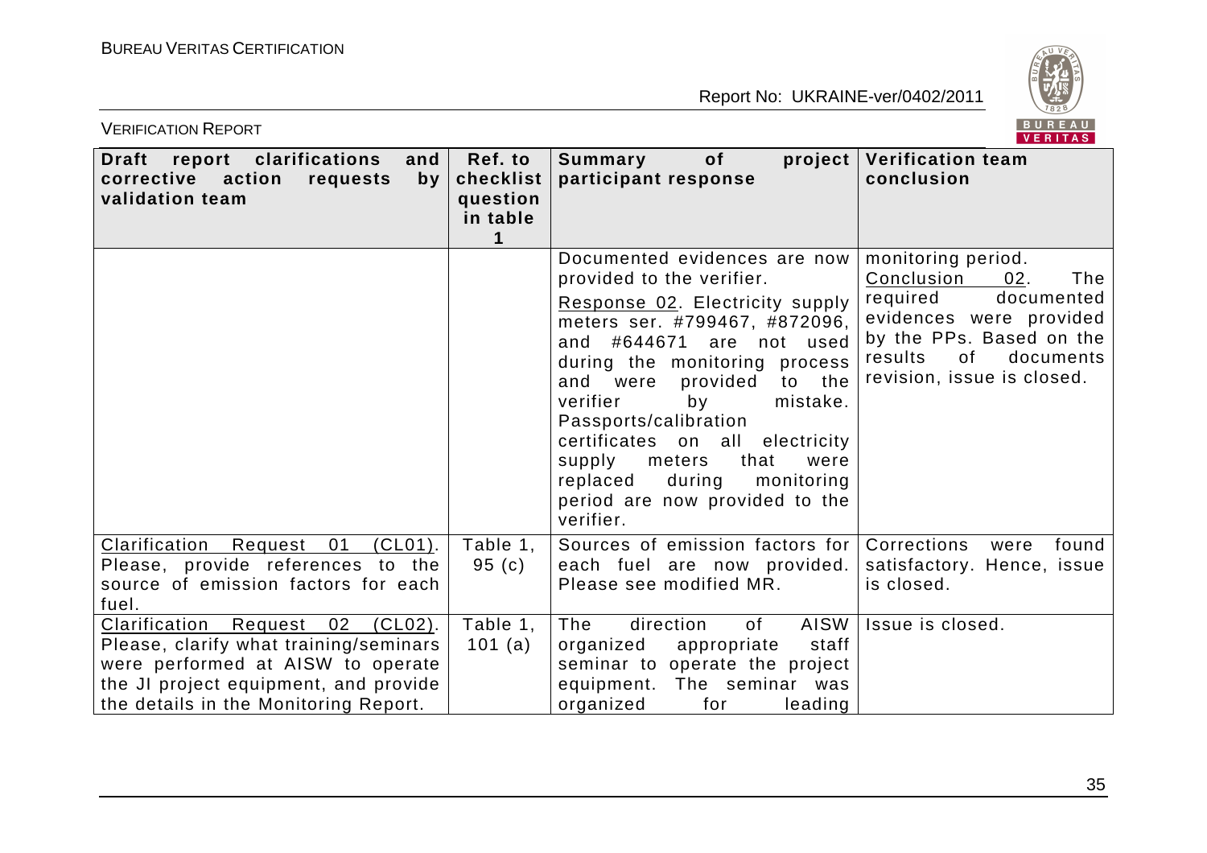| Draft report clarifications and corrective action requests by validation team | Ref. to checklist question in table 1 | Summary of project participant response | Verification team conclusion |
|---|---|---|---|
| | | Documented evidences are now provided to the verifier.<br><br>Response 02. Electricity supply meters ser. #799467, #872096, and #644671 are not used during the monitoring process and were provided to the verifier by mistake. Passports/calibration certificates on all electricity supply meters that were replaced during monitoring period are now provided to the verifier. | monitoring period.<br><br>Conclusion 02. The required documented evidences were provided by the PPs. Based on the results of documents revision, issue is closed. |
| Clarification Request 01 (CL01). Please, provide references to the source of emission factors for each fuel. | Table 1, 95 (c) | Sources of emission factors for each fuel are now provided. Please see modified MR. | Corrections were found satisfactory. Hence, issue is closed. |
| Clarification Request 02 (CL02). Please, clarify what training/seminars were performed at AISW to operate the JI project equipment, and provide the details in the Monitoring Report. | Table 1, 101 (a) | The direction of AISW organized appropriate staff seminar to operate the project equipment. The seminar was organized for leading | Issue is closed. |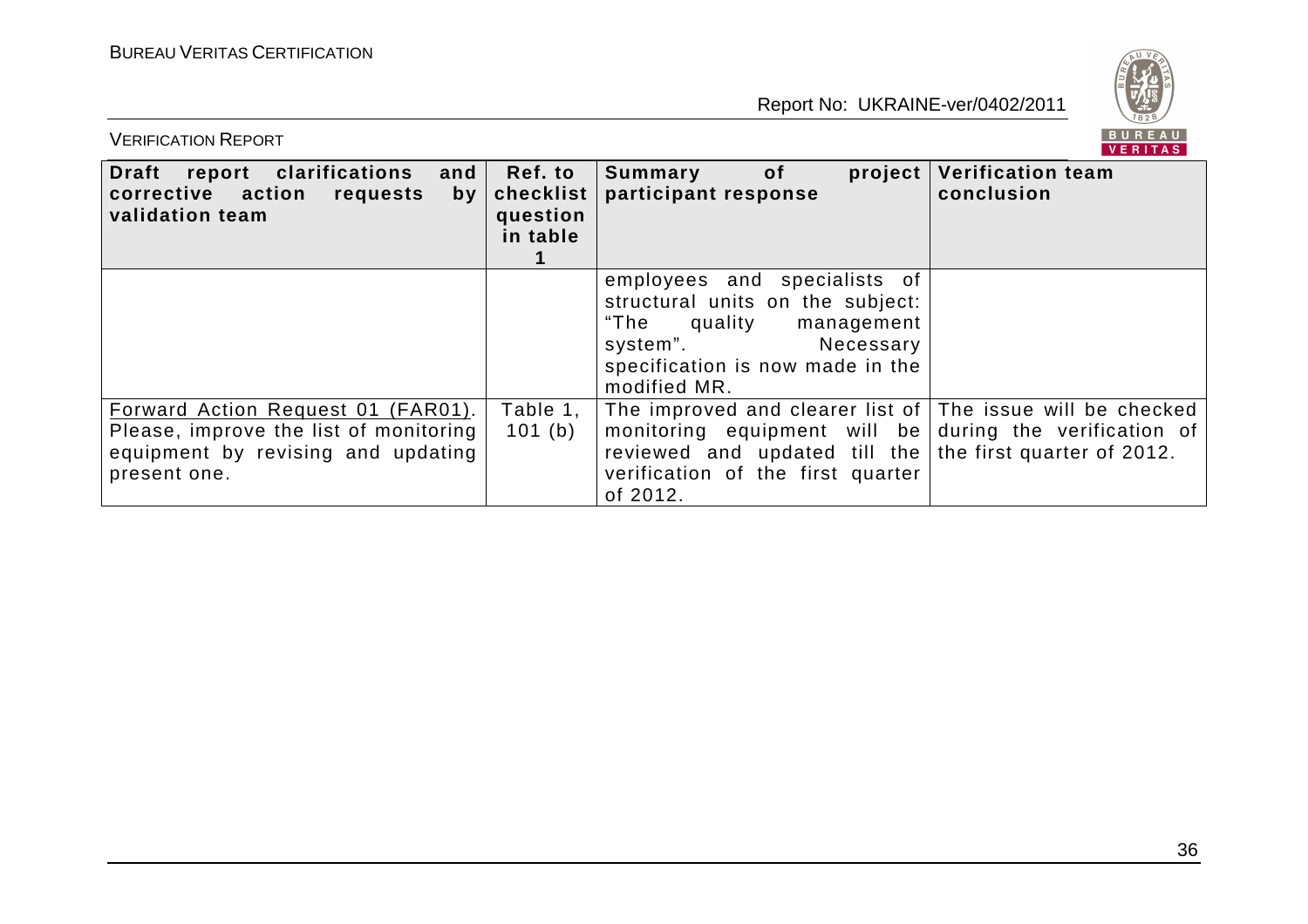| Draft report clarifications and corrective action requests by validation team | Ref. to checklist question in table 1 | Summary of project participant response | Verification team conclusion |
|---|---|---|---|
| | | employees and specialists of structural units on the subject: "The quality management system". Necessary specification is now made in the modified MR. | |
| Forward Action Request 01 (FAR01). Please, improve the list of monitoring equipment by revising and updating present one. | Table 1, 101 (b) | The improved and clearer list of monitoring equipment will be reviewed and updated till the verification of the first quarter of 2012. | The issue will be checked during the verification of the first quarter of 2012. |